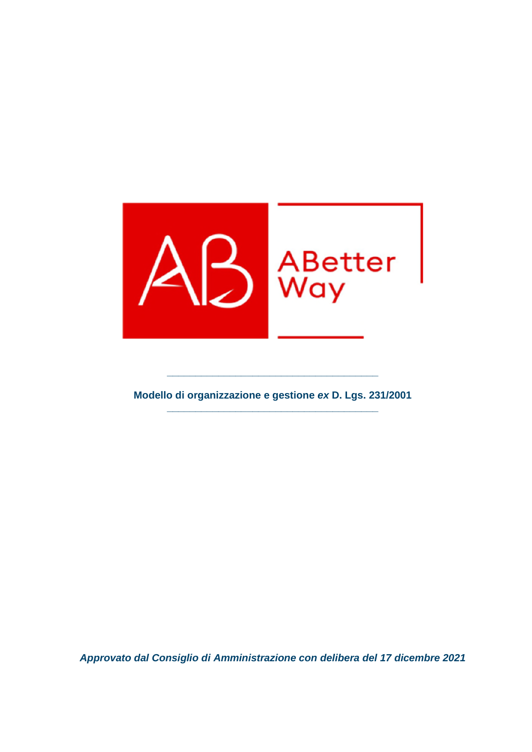ABetter Way

---

**Modello di organizzazione e gestione *ex* D. Lgs. 231/2001**

---

***Approvato dal Consiglio di Amministrazione con delibera del 17 dicembre 2021***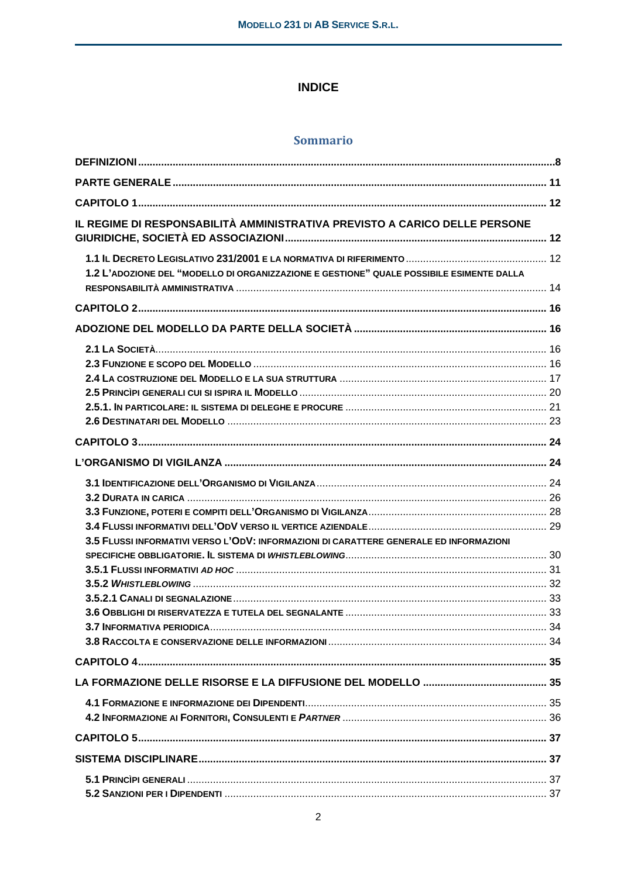**INDICE**

## Sommario

DEFINIZIONI ..... 8

PARTE GENERALE ..... 11

CAPITOLO 1 ..... 12

IL REGIME DI RESPONSABILITÀ AMMINISTRATIVA PREVISTO A CARICO DELLE PERSONE GIURIDICHE, SOCIETÀ ED ASSOCIAZIONI ..... 12

- 1.1 IL DECRETO LEGISLATIVO 231/2001 E LA NORMATIVA DI RIFERIMENTO ..... 12
- 1.2 L'ADOZIONE DEL "MODELLO DI ORGANIZZAZIONE E GESTIONE" QUALE POSSIBILE ESIMENTE DALLA RESPONSABILITÀ AMMINISTRATIVA ..... 14

CAPITOLO 2 ..... 16

ADOZIONE DEL MODELLO DA PARTE DELLA SOCIETÀ ..... 16

- 2.1 LA SOCIETÀ ..... 16
- 2.3 FUNZIONE E SCOPO DEL MODELLO ..... 16
- 2.4 LA COSTRUZIONE DEL MODELLO E LA SUA STRUTTURA ..... 17
- 2.5 PRINCÌPI GENERALI CUI SI ISPIRA IL MODELLO ..... 20
- 2.5.1. IN PARTICOLARE: IL SISTEMA DI DELEGHE E PROCURE ..... 21
- 2.6 DESTINATARI DEL MODELLO ..... 23

CAPITOLO 3 ..... 24

L'ORGANISMO DI VIGILANZA ..... 24

- 3.1 IDENTIFICAZIONE DELL'ORGANISMO DI VIGILANZA ..... 24
- 3.2 DURATA IN CARICA ..... 26
- 3.3 FUNZIONE, POTERI E COMPITI DELL'ORGANISMO DI VIGILANZA ..... 28
- 3.4 FLUSSI INFORMATIVI DELL'ODV VERSO IL VERTICE AZIENDALE ..... 29
- 3.5 FLUSSI INFORMATIVI VERSO L'ODV: INFORMAZIONI DI CARATTERE GENERALE ED INFORMAZIONI SPECIFICHE OBBLIGATORIE. IL SISTEMA DI *WHISTLEBLOWING* ..... 30
- 3.5.1 FLUSSI INFORMATIVI *AD HOC* ..... 31
- 3.5.2 *WHISTLEBLOWING* ..... 32
- 3.5.2.1 CANALI DI SEGNALAZIONE ..... 33
- 3.6 OBBLIGHI DI RISERVATEZZA E TUTELA DEL SEGNALANTE ..... 33
- 3.7 INFORMATIVA PERIODICA ..... 34
- 3.8 RACCOLTA E CONSERVAZIONE DELLE INFORMAZIONI ..... 34

CAPITOLO 4 ..... 35

LA FORMAZIONE DELLE RISORSE E LA DIFFUSIONE DEL MODELLO ..... 35

- 4.1 FORMAZIONE E INFORMAZIONE DEI DIPENDENTI ..... 35
- 4.2 INFORMAZIONE AI FORNITORI, CONSULENTI E *PARTNER* ..... 36

CAPITOLO 5 ..... 37

SISTEMA DISCIPLINARE ..... 37

- 5.1 PRINCÌPI GENERALI ..... 37
- 5.2 SANZIONI PER I DIPENDENTI ..... 37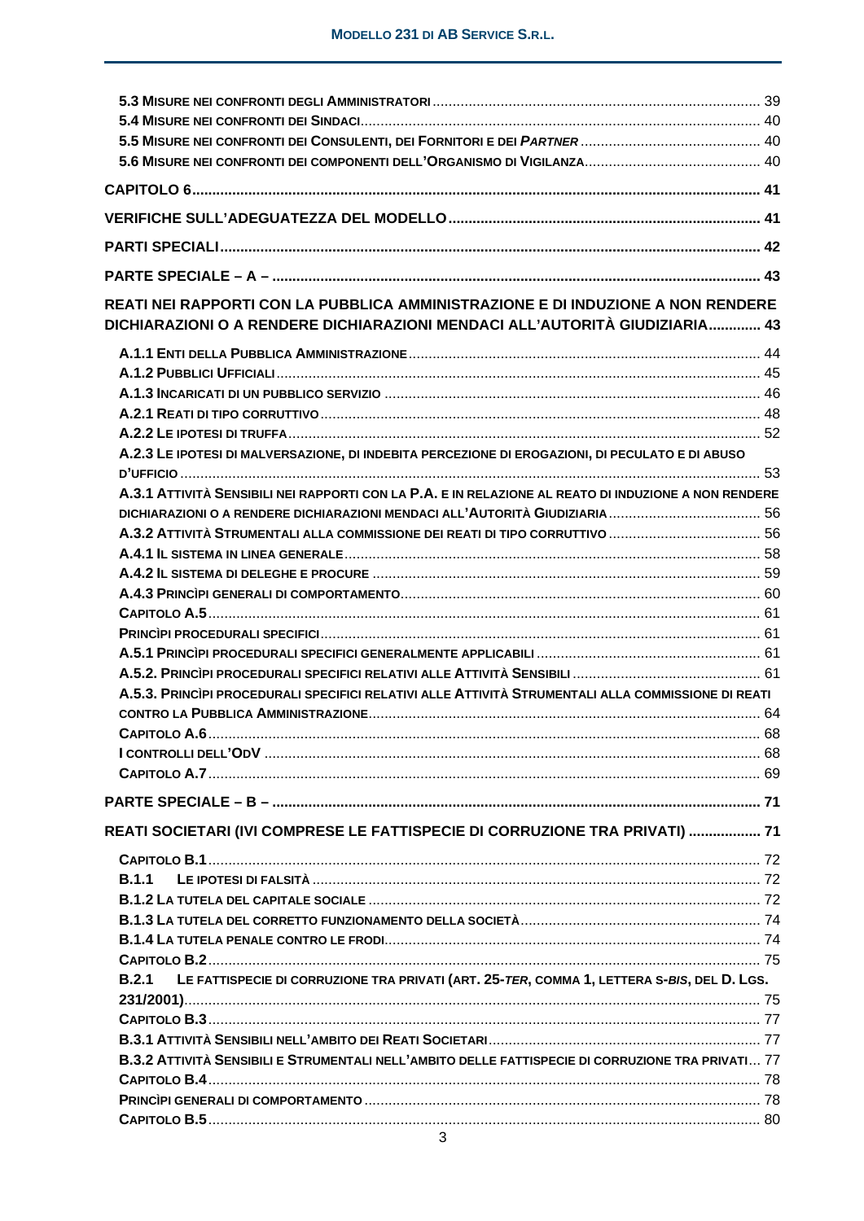5.3 Misure nei confronti degli Amministratori ........ 39
5.4 Misure nei confronti dei Sindaci ........ 40
5.5 Misure nei confronti dei Consulenti, dei Fornitori e dei *Partner* ........ 40
5.6 Misure nei confronti dei componenti dell'Organismo di Vigilanza ........ 40

**CAPITOLO 6** ........ 41

**VERIFICHE SULL'ADEGUATEZZA DEL MODELLO** ........ 41

**PARTI SPECIALI** ........ 42

**PARTE SPECIALE – A –** ........ 43

**REATI NEI RAPPORTI CON LA PUBBLICA AMMINISTRAZIONE E DI INDUZIONE A NON RENDERE DICHIARAZIONI O A RENDERE DICHIARAZIONI MENDACI ALL'AUTORITÀ GIUDIZIARIA** ........ 43

A.1.1 Enti della Pubblica Amministrazione ........ 44
A.1.2 Pubblici Ufficiali ........ 45
A.1.3 Incaricati di un pubblico servizio ........ 46
A.2.1 Reati di tipo corruttivo ........ 48
A.2.2 Le ipotesi di truffa ........ 52
A.2.3 Le ipotesi di malversazione, di indebita percezione di erogazioni, di peculato e di abuso d'ufficio ........ 53
A.3.1 Attività Sensibili nei rapporti con la P.A. e in relazione al reato di induzione a non rendere dichiarazioni o a rendere dichiarazioni mendaci all'Autorità Giudiziaria ........ 56
A.3.2 Attività Strumentali alla commissione dei reati di tipo corruttivo ........ 56
A.4.1 Il sistema in linea generale ........ 58
A.4.2 Il sistema di deleghe e procure ........ 59
A.4.3 Princìpi generali di comportamento ........ 60
Capitolo A.5 ........ 61
Princìpi procedurali specifici ........ 61
A.5.1 Princìpi procedurali specifici generalmente applicabili ........ 61
A.5.2. Princìpi procedurali specifici relativi alle Attività Sensibili ........ 61
A.5.3. Princìpi procedurali specifici relativi alle Attività Strumentali alla commissione di reati contro la Pubblica Amministrazione ........ 64
Capitolo A.6 ........ 68
I controlli dell'OdV ........ 68
Capitolo A.7 ........ 69

**PARTE SPECIALE – B –** ........ 71

**REATI SOCIETARI (IVI COMPRESE LE FATTISPECIE DI CORRUZIONE TRA PRIVATI)** ........ 71

Capitolo B.1 ........ 72
B.1.1 Le ipotesi di falsità ........ 72
B.1.2 La tutela del capitale sociale ........ 72
B.1.3 La tutela del corretto funzionamento della società ........ 74
B.1.4 La tutela penale contro le frodi ........ 74
Capitolo B.2 ........ 75
B.2.1 Le fattispecie di corruzione tra privati (art. 25-*ter*, comma 1, lettera s-*bis*, del D. Lgs. 231/2001) ........ 75
Capitolo B.3 ........ 77
B.3.1 Attività Sensibili nell'ambito dei Reati Societari ........ 77
B.3.2 Attività Sensibili e Strumentali nell'ambito delle fattispecie di corruzione tra privati ........ 77
Capitolo B.4 ........ 78
Princìpi generali di comportamento ........ 78
Capitolo B.5 ........ 80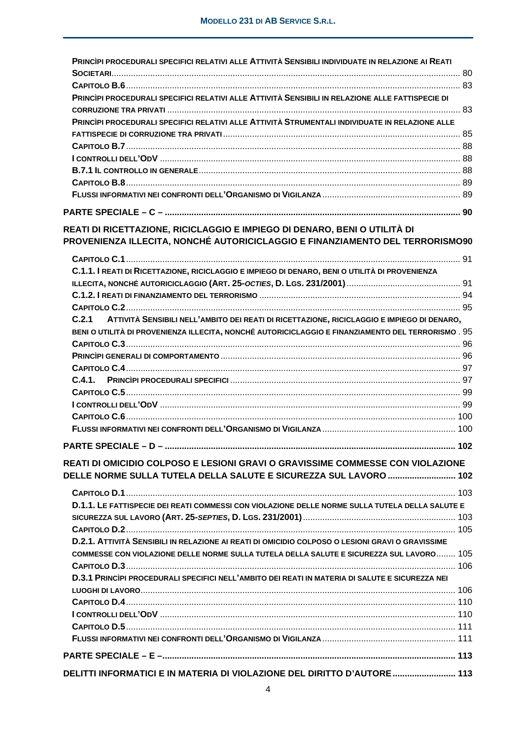**Princìpi procedurali specifici relativi alle Attività Sensibili individuate in relazione ai Reati Societari** ..... 80
**Capitolo B.6** ..... 83
**Princìpi procedurali specifici relativi alle Attività Sensibili in relazione alle fattispecie di corruzione tra privati** ..... 83
**Princìpi procedurali specifici relativi alle Attività Strumentali individuate in relazione alle fattispecie di corruzione tra privati** ..... 85
**Capitolo B.7** ..... 88
**I controlli dell'OdV** ..... 88
**B.7.1 Il controllo in generale** ..... 88
**Capitolo B.8** ..... 89
**Flussi informativi nei confronti dell'Organismo di Vigilanza** ..... 89

**PARTE SPECIALE – C –** ..... 90

**REATI DI RICETTAZIONE, RICICLAGGIO E IMPIEGO DI DENARO, BENI O UTILITÀ DI PROVENIENZA ILLECITA, NONCHÉ AUTORICICLAGGIO E FINANZIAMENTO DEL TERRORISMO** 90

**Capitolo C.1** ..... 91
**C.1.1. I reati di Ricettazione, riciclaggio e impiego di denaro, beni o utilità di provenienza illecita, nonché autoriciclaggio (Art. 25-*octies*, D. Lgs. 231/2001)** ..... 91
**C.1.2. I reati di finanziamento del terrorismo** ..... 94
**Capitolo C.2** ..... 95
**C.2.1 Attività Sensibili nell'ambito dei reati di ricettazione, riciclaggio e impiego di denaro, beni o utilità di provenienza illecita, nonché autoriciclaggio e finanziamento del terrorismo** . 95
**Capitolo C.3** ..... 96
**Princìpi generali di comportamento** ..... 96
**Capitolo C.4** ..... 97
**C.4.1. Princìpi procedurali specifici** ..... 97
**Capitolo C.5** ..... 99
**I controlli dell'OdV** ..... 99
**Capitolo C.6** ..... 100
**Flussi informativi nei confronti dell'Organismo di Vigilanza** ..... 100

**PARTE SPECIALE – D –** ..... 102

**REATI DI OMICIDIO COLPOSO E LESIONI GRAVI O GRAVISSIME COMMESSE CON VIOLAZIONE DELLE NORME SULLA TUTELA DELLA SALUTE E SICUREZZA SUL LAVORO** ..... 102

**Capitolo D.1** ..... 103
**D.1.1. Le fattispecie dei reati commessi con violazione delle norme sulla tutela della salute e sicurezza sul lavoro (Art. 25-*septies*, D. Lgs. 231/2001)** ..... 103
**Capitolo D.2** ..... 105
**D.2.1. Attività Sensibili in relazione ai reati di omicidio colposo o lesioni gravi o gravissime commesse con violazione delle norme sulla tutela della salute e sicurezza sul lavoro** ..... 105
**Capitolo D.3** ..... 106
**D.3.1 Princìpi procedurali specifici nell'ambito dei reati in materia di salute e sicurezza nei luoghi di lavoro** ..... 106
**Capitolo D.4** ..... 110
**I controlli dell'OdV** ..... 110
**Capitolo D.5** ..... 111
**Flussi informativi nei confronti dell'Organismo di Vigilanza** ..... 111

**PARTE SPECIALE – E –** ..... 113

**DELITTI INFORMATICI E IN MATERIA DI VIOLAZIONE DEL DIRITTO D'AUTORE** ..... 113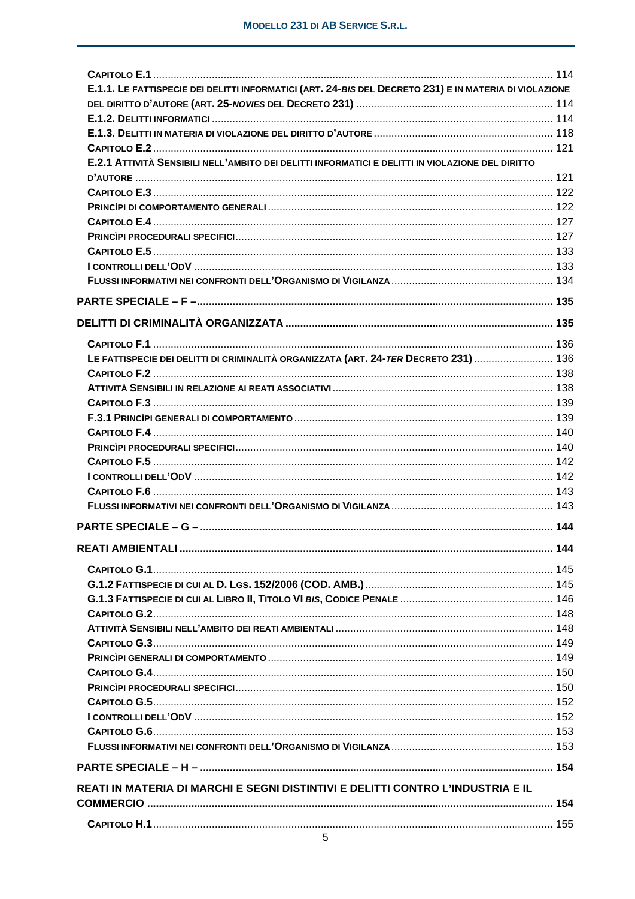**Capitolo E.1** ... 114
**E.1.1. Le fattispecie dei delitti informatici (art. 24-*bis* del Decreto 231) e in materia di violazione del diritto d'autore (art. 25-*novies* del Decreto 231)** ... 114
**E.1.2. Delitti informatici** ... 114
**E.1.3. Delitti in materia di violazione del diritto d'autore** ... 118
**Capitolo E.2** ... 121
**E.2.1 Attività sensibili nell'ambito dei delitti informatici e delitti in violazione del diritto d'autore** ... 121
**Capitolo E.3** ... 122
**Princìpi di comportamento generali** ... 122
**Capitolo E.4** ... 127
**Princìpi procedurali specifici** ... 127
**Capitolo E.5** ... 133
**I controlli dell'OdV** ... 133
**Flussi informativi nei confronti dell'Organismo di Vigilanza** ... 134

**PARTE SPECIALE – F –** ... 135

**DELITTI DI CRIMINALITÀ ORGANIZZATA** ... 135

**Capitolo F.1** ... 136
**Le fattispecie dei delitti di criminalità organizzata (art. 24-*ter* Decreto 231)** ... 136
**Capitolo F.2** ... 138
**Attività sensibili in relazione ai reati associativi** ... 138
**Capitolo F.3** ... 139
**F.3.1 Princìpi generali di comportamento** ... 139
**Capitolo F.4** ... 140
**Princìpi procedurali specifici** ... 140
**Capitolo F.5** ... 142
**I controlli dell'OdV** ... 142
**Capitolo F.6** ... 143
**Flussi informativi nei confronti dell'Organismo di Vigilanza** ... 143

**PARTE SPECIALE – G –** ... 144

**REATI AMBIENTALI** ... 144

**Capitolo G.1** ... 145
**G.1.2 Fattispecie di cui al D. Lgs. 152/2006 (cod. amb.)** ... 145
**G.1.3 Fattispecie di cui al Libro II, Titolo VI *bis*, Codice Penale** ... 146
**Capitolo G.2** ... 148
**Attività sensibili nell'ambito dei reati ambientali** ... 148
**Capitolo G.3** ... 149
**Princìpi generali di comportamento** ... 149
**Capitolo G.4** ... 150
**Princìpi procedurali specifici** ... 150
**Capitolo G.5** ... 152
**I controlli dell'OdV** ... 152
**Capitolo G.6** ... 153
**Flussi informativi nei confronti dell'Organismo di Vigilanza** ... 153

**PARTE SPECIALE – H –** ... 154

**REATI IN MATERIA DI MARCHI E SEGNI DISTINTIVI E DELITTI CONTRO L'INDUSTRIA E IL COMMERCIO** ... 154

**Capitolo H.1** ... 155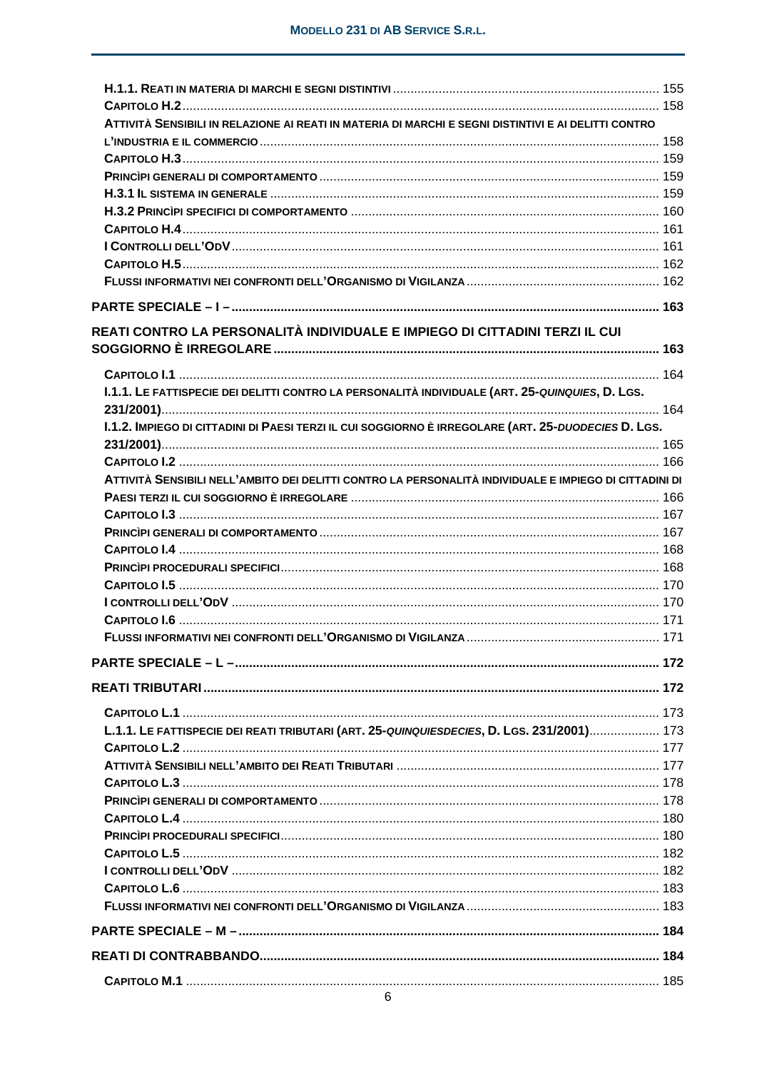H.1.1. Reati in materia di marchi e segni distintivi ........ 155
Capitolo H.2 ........ 158
Attività Sensibili in relazione ai reati in materia di marchi e segni distintivi e ai delitti contro l'industria e il commercio ........ 158
Capitolo H.3 ........ 159
Princìpi generali di comportamento ........ 159
H.3.1 Il sistema in generale ........ 159
H.3.2 Princìpi specifici di comportamento ........ 160
Capitolo H.4 ........ 161
I Controlli dell'OdV ........ 161
Capitolo H.5 ........ 162
Flussi informativi nei confronti dell'Organismo di Vigilanza ........ 162

**PARTE SPECIALE – I – ........ 163**

**REATI CONTRO LA PERSONALITÀ INDIVIDUALE E IMPIEGO DI CITTADINI TERZI IL CUI SOGGIORNO È IRREGOLARE ........ 163**

Capitolo I.1 ........ 164
I.1.1. Le fattispecie dei delitti contro la personalità individuale (art. 25-*quinquies*, D. Lgs. 231/2001) ........ 164
I.1.2. Impiego di cittadini di Paesi terzi il cui soggiorno è irregolare (art. 25-*duodecies* D. Lgs. 231/2001) ........ 165
Capitolo I.2 ........ 166
Attività Sensibili nell'ambito dei delitti contro la personalità individuale e impiego di cittadini di Paesi terzi il cui soggiorno è irregolare ........ 166
Capitolo I.3 ........ 167
Princìpi generali di comportamento ........ 167
Capitolo I.4 ........ 168
Princìpi procedurali specifici ........ 168
Capitolo I.5 ........ 170
I controlli dell'OdV ........ 170
Capitolo I.6 ........ 171
Flussi informativi nei confronti dell'Organismo di Vigilanza ........ 171

**PARTE SPECIALE – L – ........ 172**

**REATI TRIBUTARI ........ 172**

Capitolo L.1 ........ 173
L.1.1. Le fattispecie dei reati tributari (art. 25-*quinquiesdecies*, D. Lgs. 231/2001) ........ 173
Capitolo L.2 ........ 177
Attività Sensibili nell'ambito dei Reati Tributari ........ 177
Capitolo L.3 ........ 178
Princìpi generali di comportamento ........ 178
Capitolo L.4 ........ 180
Princìpi procedurali specifici ........ 180
Capitolo L.5 ........ 182
I controlli dell'OdV ........ 182
Capitolo L.6 ........ 183
Flussi informativi nei confronti dell'Organismo di Vigilanza ........ 183

**PARTE SPECIALE – M – ........ 184**

**REATI DI CONTRABBANDO ........ 184**

Capitolo M.1 ........ 185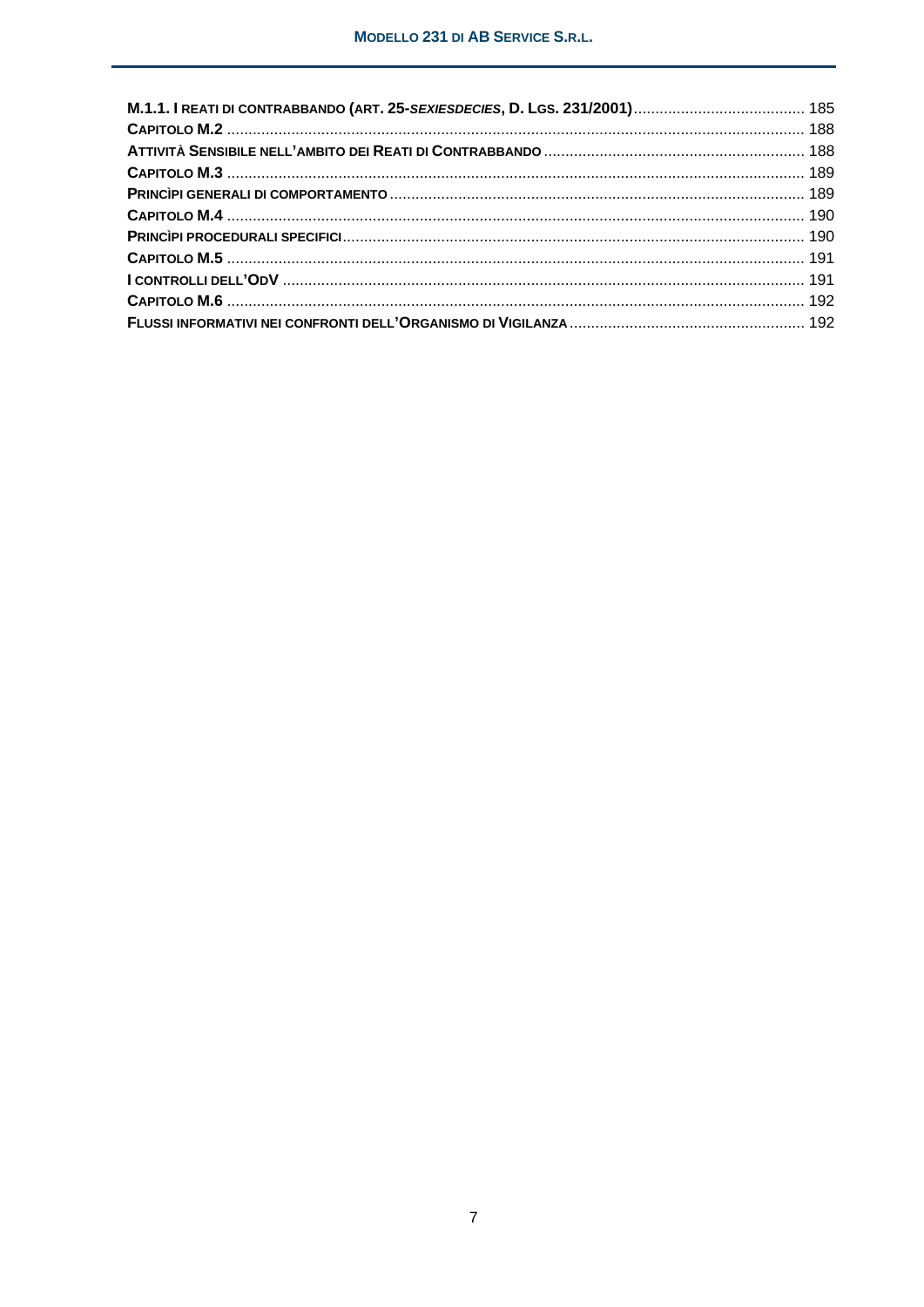M.1.1. I REATI DI CONTRABBANDO (ART. 25-*SEXIESDECIES*, D. LGS. 231/2001) ........ 185
CAPITOLO M.2 ........ 188
ATTIVITÀ SENSIBILE NELL'AMBITO DEI REATI DI CONTRABBANDO ........ 188
CAPITOLO M.3 ........ 189
PRINCÌPI GENERALI DI COMPORTAMENTO ........ 189
CAPITOLO M.4 ........ 190
PRINCÌPI PROCEDURALI SPECIFICI ........ 190
CAPITOLO M.5 ........ 191
I CONTROLLI DELL'ODV ........ 191
CAPITOLO M.6 ........ 192
FLUSSI INFORMATIVI NEI CONFRONTI DELL'ORGANISMO DI VIGILANZA ........ 192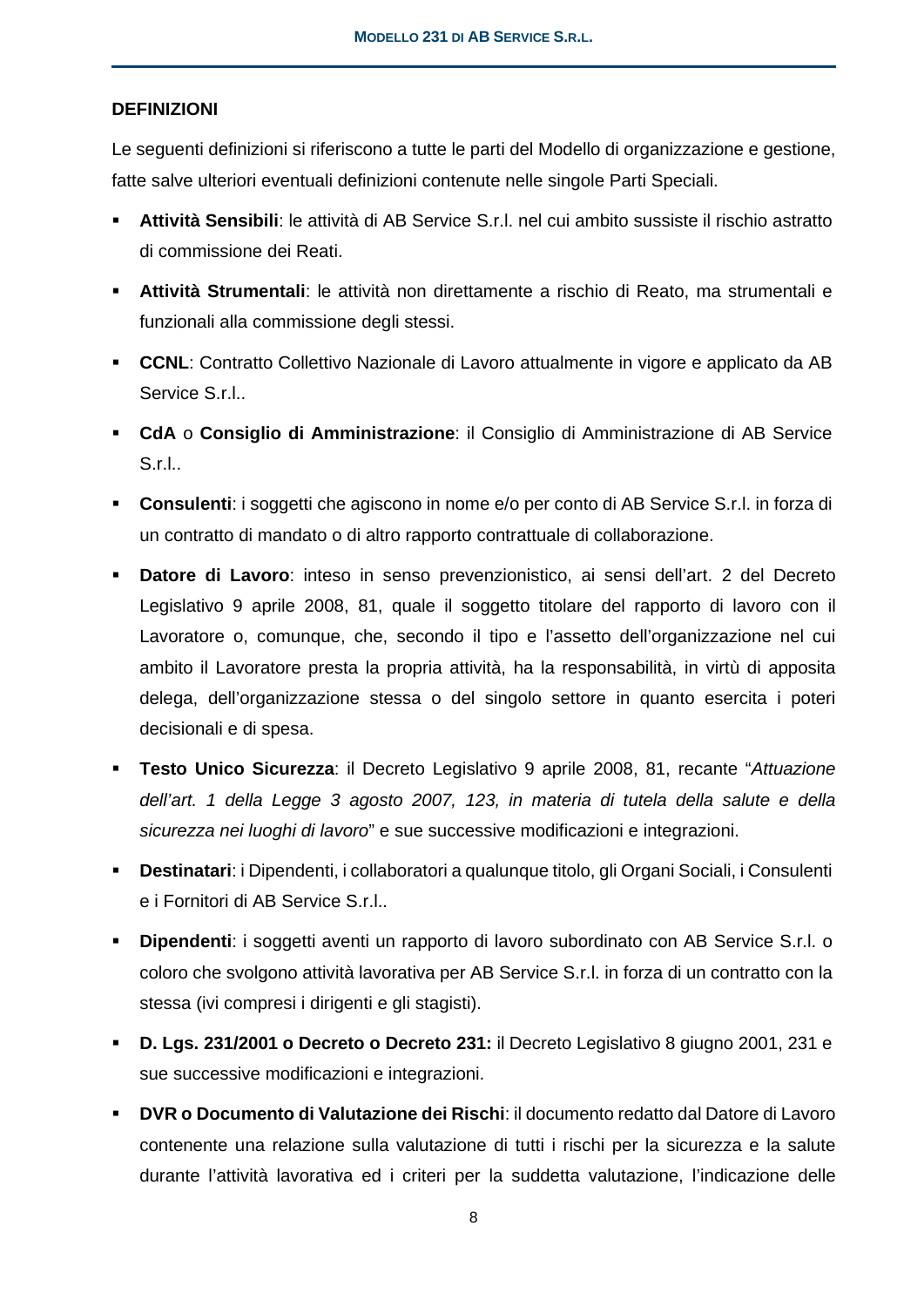## DEFINIZIONI

Le seguenti definizioni si riferiscono a tutte le parti del Modello di organizzazione e gestione, fatte salve ulteriori eventuali definizioni contenute nelle singole Parti Speciali.

- **Attività Sensibili**: le attività di AB Service S.r.l. nel cui ambito sussiste il rischio astratto di commissione dei Reati.
- **Attività Strumentali**: le attività non direttamente a rischio di Reato, ma strumentali e funzionali alla commissione degli stessi.
- **CCNL**: Contratto Collettivo Nazionale di Lavoro attualmente in vigore e applicato da AB Service S.r.l..
- **CdA** o **Consiglio di Amministrazione**: il Consiglio di Amministrazione di AB Service S.r.l..
- **Consulenti**: i soggetti che agiscono in nome e/o per conto di AB Service S.r.l. in forza di un contratto di mandato o di altro rapporto contrattuale di collaborazione.
- **Datore di Lavoro**: inteso in senso prevenzionistico, ai sensi dell'art. 2 del Decreto Legislativo 9 aprile 2008, 81, quale il soggetto titolare del rapporto di lavoro con il Lavoratore o, comunque, che, secondo il tipo e l'assetto dell'organizzazione nel cui ambito il Lavoratore presta la propria attività, ha la responsabilità, in virtù di apposita delega, dell'organizzazione stessa o del singolo settore in quanto esercita i poteri decisionali e di spesa.
- **Testo Unico Sicurezza**: il Decreto Legislativo 9 aprile 2008, 81, recante "*Attuazione dell'art. 1 della Legge 3 agosto 2007, 123, in materia di tutela della salute e della sicurezza nei luoghi di lavoro*" e sue successive modificazioni e integrazioni.
- **Destinatari**: i Dipendenti, i collaboratori a qualunque titolo, gli Organi Sociali, i Consulenti e i Fornitori di AB Service S.r.l..
- **Dipendenti**: i soggetti aventi un rapporto di lavoro subordinato con AB Service S.r.l. o coloro che svolgono attività lavorativa per AB Service S.r.l. in forza di un contratto con la stessa (ivi compresi i dirigenti e gli stagisti).
- **D. Lgs. 231/2001 o Decreto o Decreto 231:** il Decreto Legislativo 8 giugno 2001, 231 e sue successive modificazioni e integrazioni.
- **DVR o Documento di Valutazione dei Rischi**: il documento redatto dal Datore di Lavoro contenente una relazione sulla valutazione di tutti i rischi per la sicurezza e la salute durante l'attività lavorativa ed i criteri per la suddetta valutazione, l'indicazione delle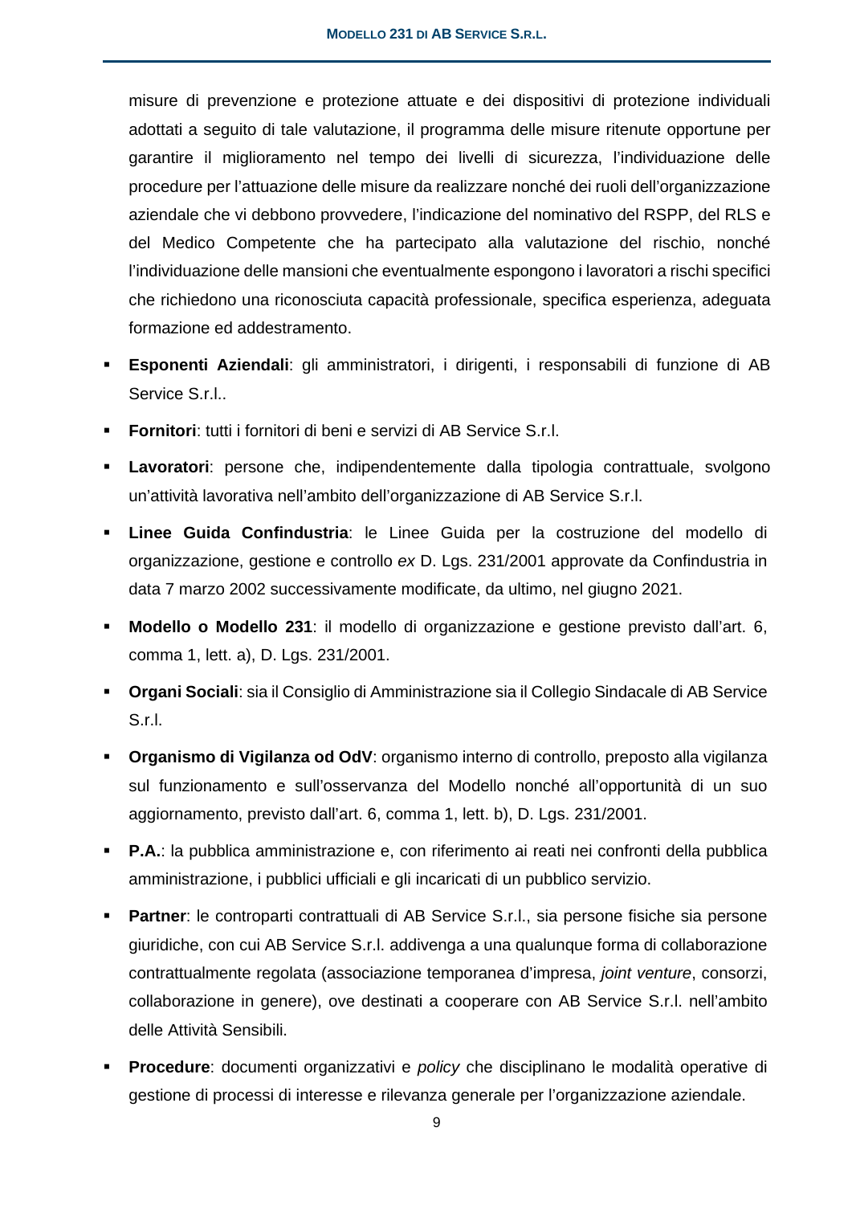misure di prevenzione e protezione attuate e dei dispositivi di protezione individuali adottati a seguito di tale valutazione, il programma delle misure ritenute opportune per garantire il miglioramento nel tempo dei livelli di sicurezza, l'individuazione delle procedure per l'attuazione delle misure da realizzare nonché dei ruoli dell'organizzazione aziendale che vi debbono provvedere, l'indicazione del nominativo del RSPP, del RLS e del Medico Competente che ha partecipato alla valutazione del rischio, nonché l'individuazione delle mansioni che eventualmente espongono i lavoratori a rischi specifici che richiedono una riconosciuta capacità professionale, specifica esperienza, adeguata formazione ed addestramento.

- **Esponenti Aziendali**: gli amministratori, i dirigenti, i responsabili di funzione di AB Service S.r.l..
- **Fornitori**: tutti i fornitori di beni e servizi di AB Service S.r.l.
- **Lavoratori**: persone che, indipendentemente dalla tipologia contrattuale, svolgono un'attività lavorativa nell'ambito dell'organizzazione di AB Service S.r.l.
- **Linee Guida Confindustria**: le Linee Guida per la costruzione del modello di organizzazione, gestione e controllo *ex* D. Lgs. 231/2001 approvate da Confindustria in data 7 marzo 2002 successivamente modificate, da ultimo, nel giugno 2021.
- **Modello o Modello 231**: il modello di organizzazione e gestione previsto dall'art. 6, comma 1, lett. a), D. Lgs. 231/2001.
- **Organi Sociali**: sia il Consiglio di Amministrazione sia il Collegio Sindacale di AB Service S.r.l.
- **Organismo di Vigilanza od OdV**: organismo interno di controllo, preposto alla vigilanza sul funzionamento e sull'osservanza del Modello nonché all'opportunità di un suo aggiornamento, previsto dall'art. 6, comma 1, lett. b), D. Lgs. 231/2001.
- **P.A.**: la pubblica amministrazione e, con riferimento ai reati nei confronti della pubblica amministrazione, i pubblici ufficiali e gli incaricati di un pubblico servizio.
- **Partner**: le controparti contrattuali di AB Service S.r.l., sia persone fisiche sia persone giuridiche, con cui AB Service S.r.l. addivenga a una qualunque forma di collaborazione contrattualmente regolata (associazione temporanea d'impresa, *joint venture*, consorzi, collaborazione in genere), ove destinati a cooperare con AB Service S.r.l. nell'ambito delle Attività Sensibili.
- **Procedure**: documenti organizzativi e *policy* che disciplinano le modalità operative di gestione di processi di interesse e rilevanza generale per l'organizzazione aziendale.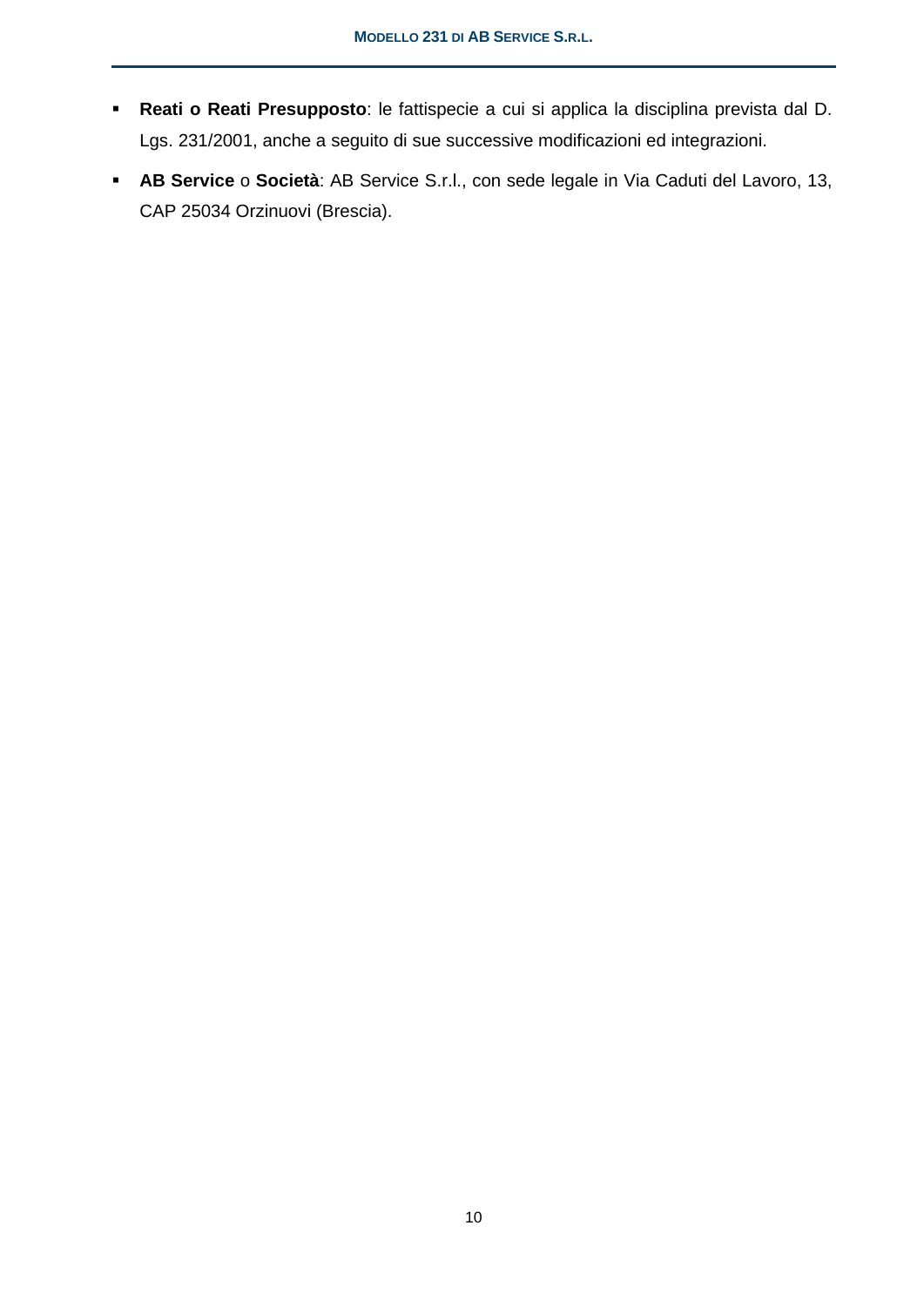- **Reati o Reati Presupposto**: le fattispecie a cui si applica la disciplina prevista dal D. Lgs. 231/2001, anche a seguito di sue successive modificazioni ed integrazioni.
- **AB Service** o **Società**: AB Service S.r.l., con sede legale in Via Caduti del Lavoro, 13, CAP 25034 Orzinuovi (Brescia).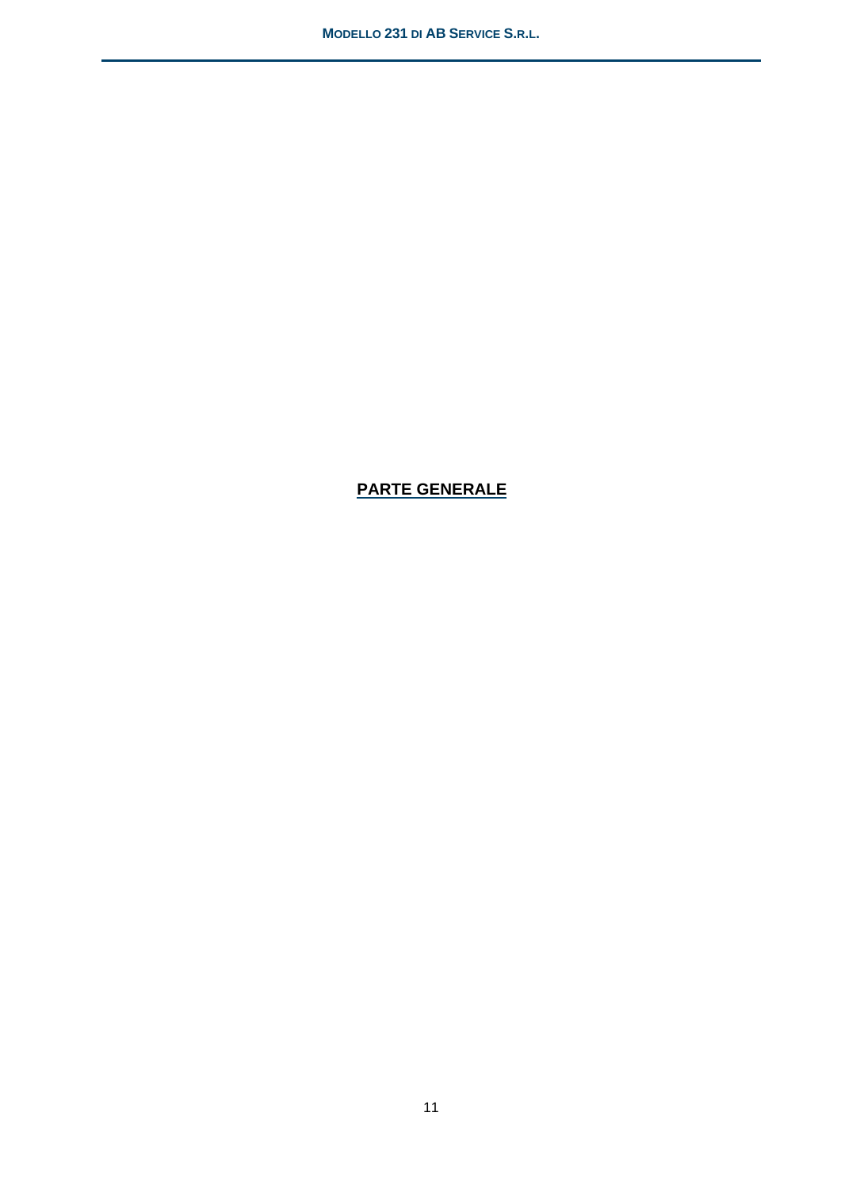**PARTE GENERALE**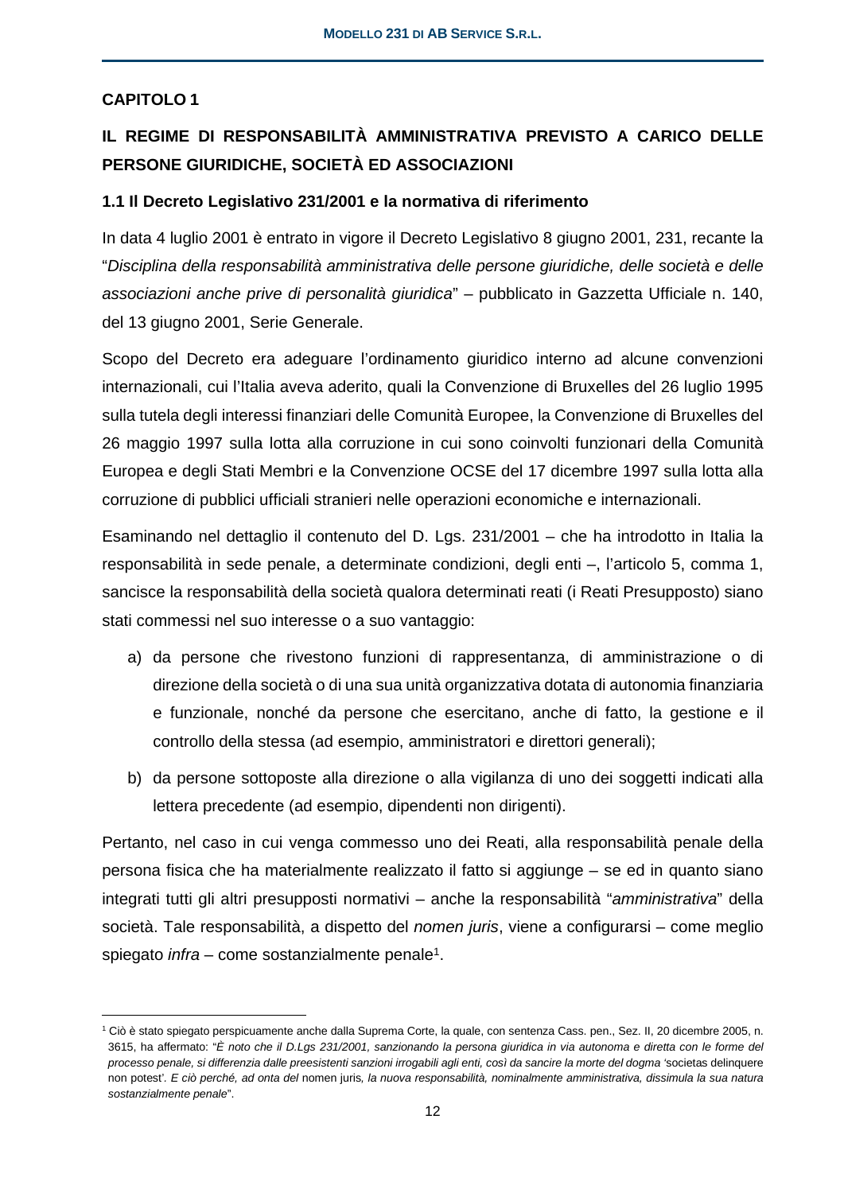## CAPITOLO 1

## IL REGIME DI RESPONSABILITÀ AMMINISTRATIVA PREVISTO A CARICO DELLE PERSONE GIURIDICHE, SOCIETÀ ED ASSOCIAZIONI

### 1.1 Il Decreto Legislativo 231/2001 e la normativa di riferimento

In data 4 luglio 2001 è entrato in vigore il Decreto Legislativo 8 giugno 2001, 231, recante la "*Disciplina della responsabilità amministrativa delle persone giuridiche, delle società e delle associazioni anche prive di personalità giuridica*" – pubblicato in Gazzetta Ufficiale n. 140, del 13 giugno 2001, Serie Generale.

Scopo del Decreto era adeguare l'ordinamento giuridico interno ad alcune convenzioni internazionali, cui l'Italia aveva aderito, quali la Convenzione di Bruxelles del 26 luglio 1995 sulla tutela degli interessi finanziari delle Comunità Europee, la Convenzione di Bruxelles del 26 maggio 1997 sulla lotta alla corruzione in cui sono coinvolti funzionari della Comunità Europea e degli Stati Membri e la Convenzione OCSE del 17 dicembre 1997 sulla lotta alla corruzione di pubblici ufficiali stranieri nelle operazioni economiche e internazionali.

Esaminando nel dettaglio il contenuto del D. Lgs. 231/2001 – che ha introdotto in Italia la responsabilità in sede penale, a determinate condizioni, degli enti –, l'articolo 5, comma 1, sancisce la responsabilità della società qualora determinati reati (i Reati Presupposto) siano stati commessi nel suo interesse o a suo vantaggio:

a) da persone che rivestono funzioni di rappresentanza, di amministrazione o di direzione della società o di una sua unità organizzativa dotata di autonomia finanziaria e funzionale, nonché da persone che esercitano, anche di fatto, la gestione e il controllo della stessa (ad esempio, amministratori e direttori generali);

b) da persone sottoposte alla direzione o alla vigilanza di uno dei soggetti indicati alla lettera precedente (ad esempio, dipendenti non dirigenti).

Pertanto, nel caso in cui venga commesso uno dei Reati, alla responsabilità penale della persona fisica che ha materialmente realizzato il fatto si aggiunge – se ed in quanto siano integrati tutti gli altri presupposti normativi – anche la responsabilità "*amministrativa*" della società. Tale responsabilità, a dispetto del *nomen juris*, viene a configurarsi – come meglio spiegato *infra* – come sostanzialmente penale[1].

---

[1] Ciò è stato spiegato perspicuamente anche dalla Suprema Corte, la quale, con sentenza Cass. pen., Sez. II, 20 dicembre 2005, n. 3615, ha affermato: "*È noto che il D.Lgs 231/2001, sanzionando la persona giuridica in via autonoma e diretta con le forme del processo penale, si differenzia dalle preesistenti sanzioni irrogabili agli enti, così da sancire la morte del dogma '*societas delinquere non potest'*. E ciò perché, ad onta del* nomen juris*, la nuova responsabilità, nominalmente amministrativa, dissimula la sua natura sostanzialmente penale*".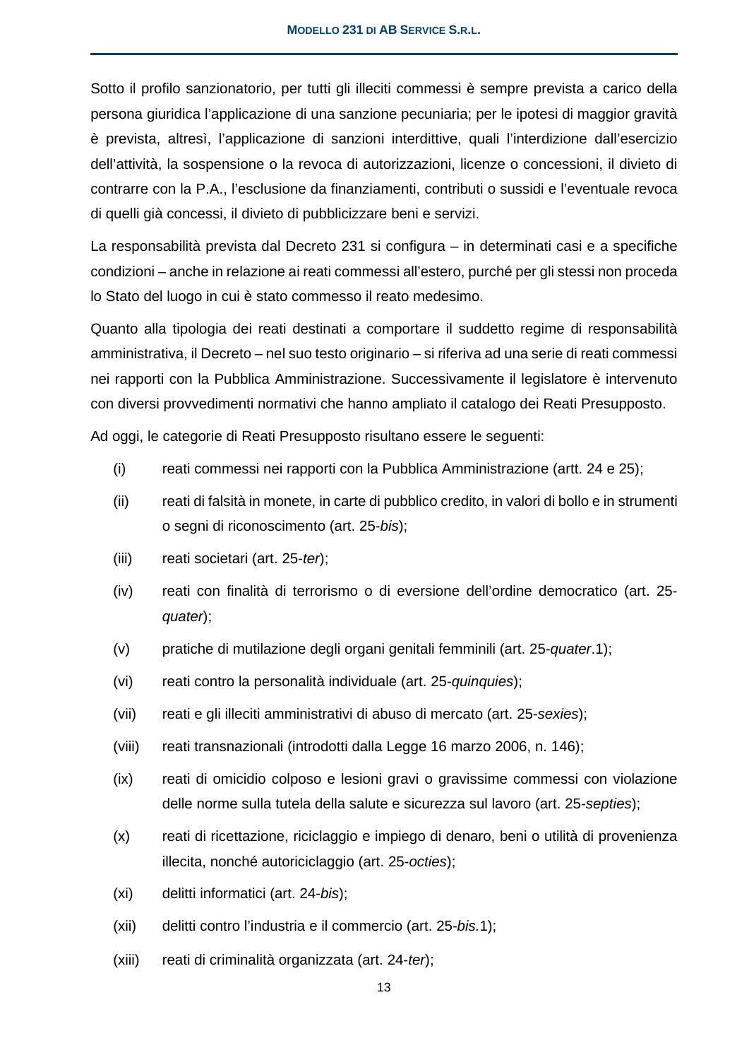Sotto il profilo sanzionatorio, per tutti gli illeciti commessi è sempre prevista a carico della persona giuridica l'applicazione di una sanzione pecuniaria; per le ipotesi di maggior gravità è prevista, altresì, l'applicazione di sanzioni interdittive, quali l'interdizione dall'esercizio dell'attività, la sospensione o la revoca di autorizzazioni, licenze o concessioni, il divieto di contrarre con la P.A., l'esclusione da finanziamenti, contributi o sussidi e l'eventuale revoca di quelli già concessi, il divieto di pubblicizzare beni e servizi.

La responsabilità prevista dal Decreto 231 si configura – in determinati casi e a specifiche condizioni – anche in relazione ai reati commessi all'estero, purché per gli stessi non proceda lo Stato del luogo in cui è stato commesso il reato medesimo.

Quanto alla tipologia dei reati destinati a comportare il suddetto regime di responsabilità amministrativa, il Decreto – nel suo testo originario – si riferiva ad una serie di reati commessi nei rapporti con la Pubblica Amministrazione. Successivamente il legislatore è intervenuto con diversi provvedimenti normativi che hanno ampliato il catalogo dei Reati Presupposto.

Ad oggi, le categorie di Reati Presupposto risultano essere le seguenti:

(i) reati commessi nei rapporti con la Pubblica Amministrazione (artt. 24 e 25);

(ii) reati di falsità in monete, in carte di pubblico credito, in valori di bollo e in strumenti o segni di riconoscimento (art. 25-*bis*);

(iii) reati societari (art. 25-*ter*);

(iv) reati con finalità di terrorismo o di eversione dell'ordine democratico (art. 25-*quater*);

(v) pratiche di mutilazione degli organi genitali femminili (art. 25-*quater*.1);

(vi) reati contro la personalità individuale (art. 25-*quinquies*);

(vii) reati e gli illeciti amministrativi di abuso di mercato (art. 25-*sexies*);

(viii) reati transnazionali (introdotti dalla Legge 16 marzo 2006, n. 146);

(ix) reati di omicidio colposo e lesioni gravi o gravissime commessi con violazione delle norme sulla tutela della salute e sicurezza sul lavoro (art. 25-*septies*);

(x) reati di ricettazione, riciclaggio e impiego di denaro, beni o utilità di provenienza illecita, nonché autoriciclaggio (art. 25-*octies*);

(xi) delitti informatici (art. 24-*bis*);

(xii) delitti contro l'industria e il commercio (art. 25-*bis.*1);

(xiii) reati di criminalità organizzata (art. 24-*ter*);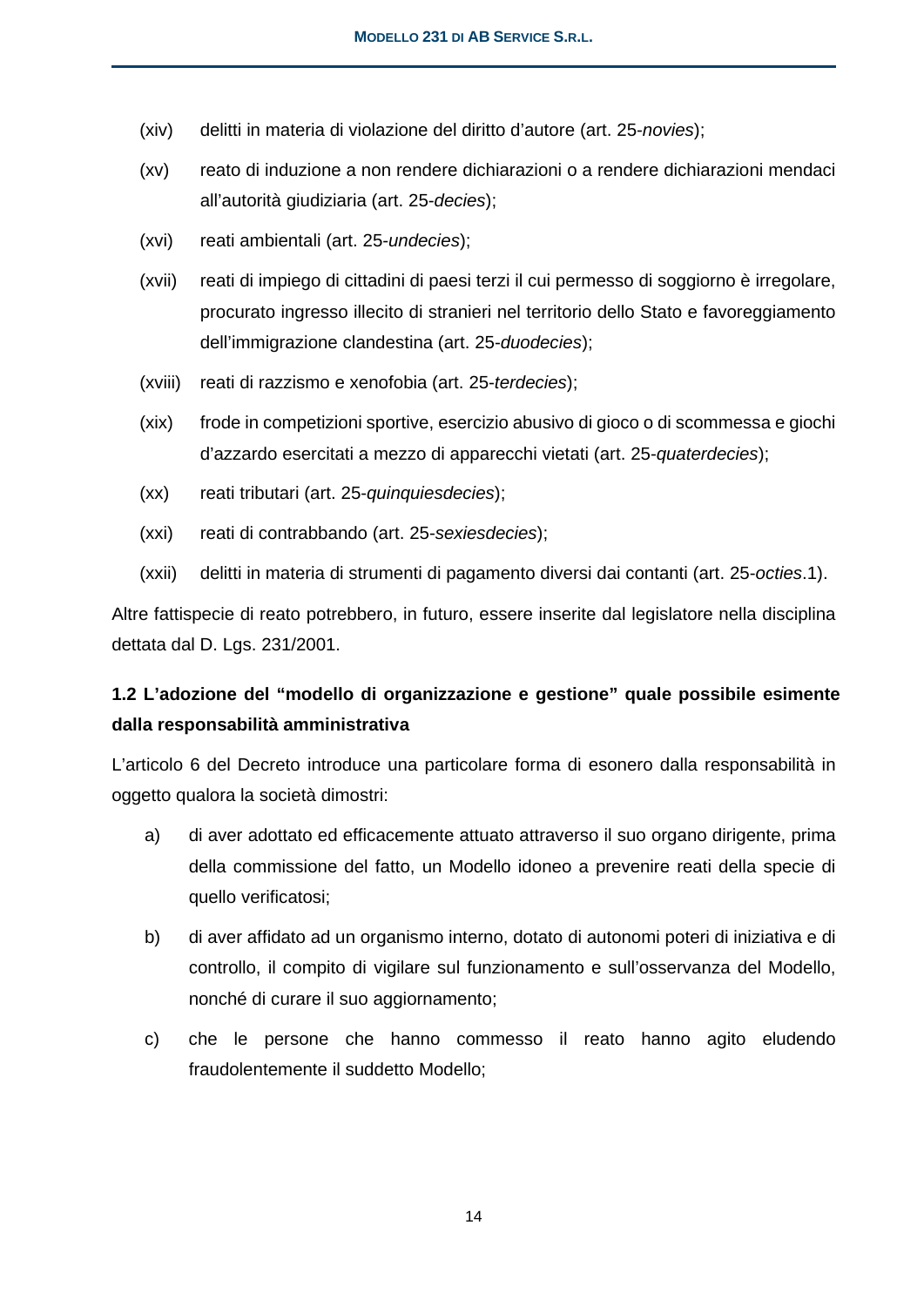(xiv) delitti in materia di violazione del diritto d'autore (art. 25-*novies*);

(xv) reato di induzione a non rendere dichiarazioni o a rendere dichiarazioni mendaci all'autorità giudiziaria (art. 25-*decies*);

(xvi) reati ambientali (art. 25-*undecies*);

(xvii) reati di impiego di cittadini di paesi terzi il cui permesso di soggiorno è irregolare, procurato ingresso illecito di stranieri nel territorio dello Stato e favoreggiamento dell'immigrazione clandestina (art. 25-*duodecies*);

(xviii) reati di razzismo e xenofobia (art. 25-*terdecies*);

(xix) frode in competizioni sportive, esercizio abusivo di gioco o di scommessa e giochi d'azzardo esercitati a mezzo di apparecchi vietati (art. 25-*quaterdecies*);

(xx) reati tributari (art. 25-*quinquiesdecies*);

(xxi) reati di contrabbando (art. 25-*sexiesdecies*);

(xxii) delitti in materia di strumenti di pagamento diversi dai contanti (art. 25-*octies*.1).

Altre fattispecie di reato potrebbero, in futuro, essere inserite dal legislatore nella disciplina dettata dal D. Lgs. 231/2001.

### 1.2 L'adozione del "modello di organizzazione e gestione" quale possibile esimente dalla responsabilità amministrativa

L'articolo 6 del Decreto introduce una particolare forma di esonero dalla responsabilità in oggetto qualora la società dimostri:

a) di aver adottato ed efficacemente attuato attraverso il suo organo dirigente, prima della commissione del fatto, un Modello idoneo a prevenire reati della specie di quello verificatosi;

b) di aver affidato ad un organismo interno, dotato di autonomi poteri di iniziativa e di controllo, il compito di vigilare sul funzionamento e sull'osservanza del Modello, nonché di curare il suo aggiornamento;

c) che le persone che hanno commesso il reato hanno agito eludendo fraudolentemente il suddetto Modello;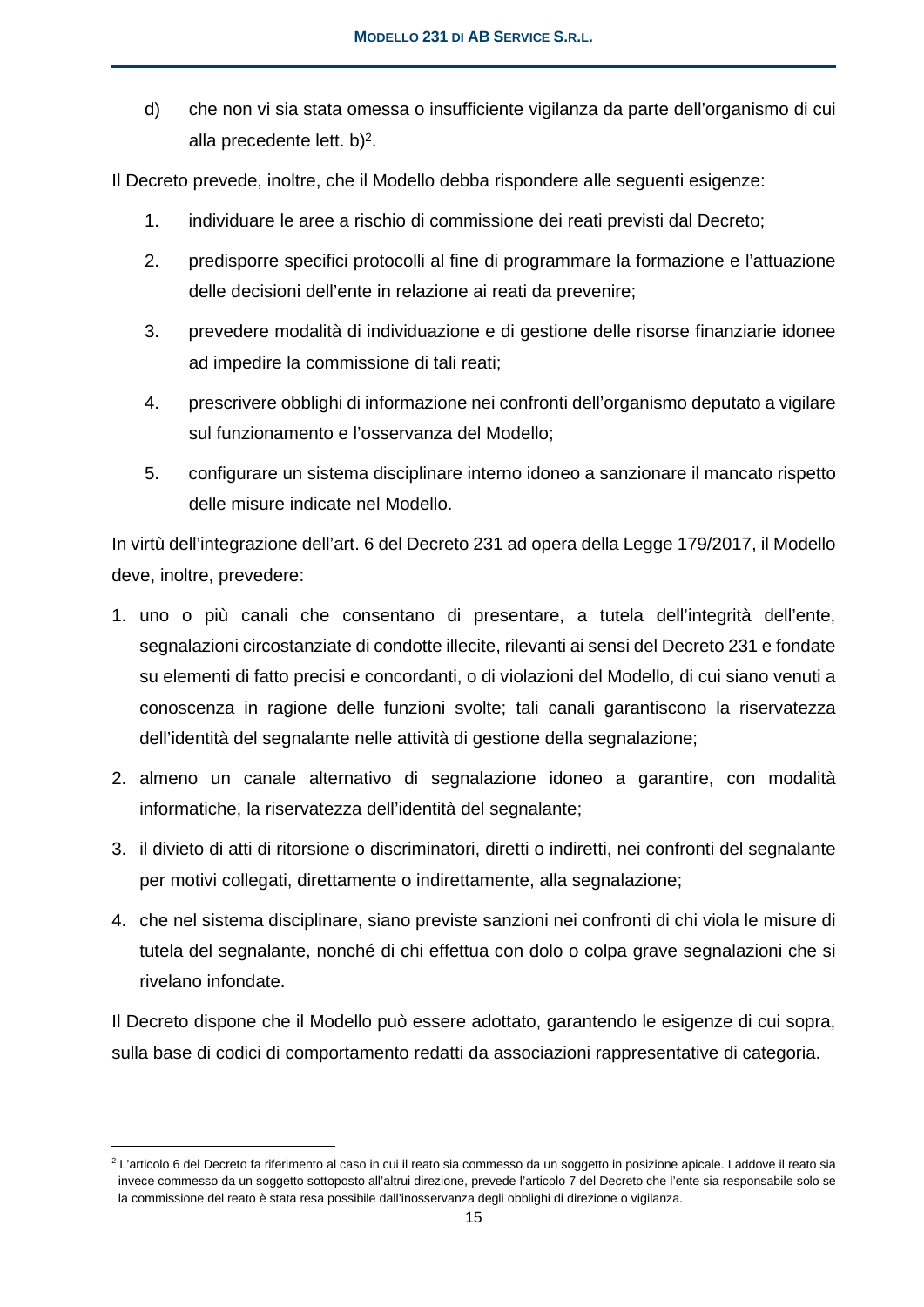d) che non vi sia stata omessa o insufficiente vigilanza da parte dell'organismo di cui alla precedente lett. b)[2].

Il Decreto prevede, inoltre, che il Modello debba rispondere alle seguenti esigenze:

1. individuare le aree a rischio di commissione dei reati previsti dal Decreto;
2. predisporre specifici protocolli al fine di programmare la formazione e l'attuazione delle decisioni dell'ente in relazione ai reati da prevenire;
3. prevedere modalità di individuazione e di gestione delle risorse finanziarie idonee ad impedire la commissione di tali reati;
4. prescrivere obblighi di informazione nei confronti dell'organismo deputato a vigilare sul funzionamento e l'osservanza del Modello;
5. configurare un sistema disciplinare interno idoneo a sanzionare il mancato rispetto delle misure indicate nel Modello.

In virtù dell'integrazione dell'art. 6 del Decreto 231 ad opera della Legge 179/2017, il Modello deve, inoltre, prevedere:

1. uno o più canali che consentano di presentare, a tutela dell'integrità dell'ente, segnalazioni circostanziate di condotte illecite, rilevanti ai sensi del Decreto 231 e fondate su elementi di fatto precisi e concordanti, o di violazioni del Modello, di cui siano venuti a conoscenza in ragione delle funzioni svolte; tali canali garantiscono la riservatezza dell'identità del segnalante nelle attività di gestione della segnalazione;
2. almeno un canale alternativo di segnalazione idoneo a garantire, con modalità informatiche, la riservatezza dell'identità del segnalante;
3. il divieto di atti di ritorsione o discriminatori, diretti o indiretti, nei confronti del segnalante per motivi collegati, direttamente o indirettamente, alla segnalazione;
4. che nel sistema disciplinare, siano previste sanzioni nei confronti di chi viola le misure di tutela del segnalante, nonché di chi effettua con dolo o colpa grave segnalazioni che si rivelano infondate.

Il Decreto dispone che il Modello può essere adottato, garantendo le esigenze di cui sopra, sulla base di codici di comportamento redatti da associazioni rappresentative di categoria.

---

[2] L'articolo 6 del Decreto fa riferimento al caso in cui il reato sia commesso da un soggetto in posizione apicale. Laddove il reato sia invece commesso da un soggetto sottoposto all'altrui direzione, prevede l'articolo 7 del Decreto che l'ente sia responsabile solo se la commissione del reato è stata resa possibile dall'inosservanza degli obblighi di direzione o vigilanza.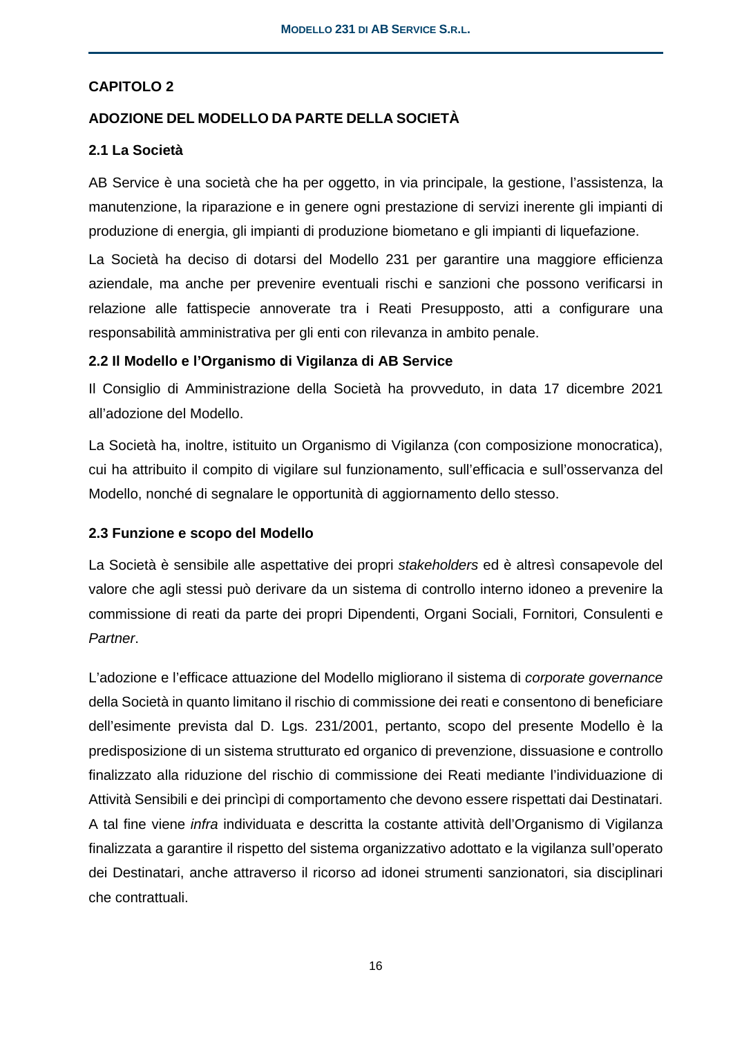# CAPITOLO 2

# ADOZIONE DEL MODELLO DA PARTE DELLA SOCIETÀ

## 2.1 La Società

AB Service è una società che ha per oggetto, in via principale, la gestione, l'assistenza, la manutenzione, la riparazione e in genere ogni prestazione di servizi inerente gli impianti di produzione di energia, gli impianti di produzione biometano e gli impianti di liquefazione.

La Società ha deciso di dotarsi del Modello 231 per garantire una maggiore efficienza aziendale, ma anche per prevenire eventuali rischi e sanzioni che possono verificarsi in relazione alle fattispecie annoverate tra i Reati Presupposto, atti a configurare una responsabilità amministrativa per gli enti con rilevanza in ambito penale.

## 2.2 Il Modello e l'Organismo di Vigilanza di AB Service

Il Consiglio di Amministrazione della Società ha provveduto, in data 17 dicembre 2021 all'adozione del Modello.

La Società ha, inoltre, istituito un Organismo di Vigilanza (con composizione monocratica), cui ha attribuito il compito di vigilare sul funzionamento, sull'efficacia e sull'osservanza del Modello, nonché di segnalare le opportunità di aggiornamento dello stesso.

## 2.3 Funzione e scopo del Modello

La Società è sensibile alle aspettative dei propri *stakeholders* ed è altresì consapevole del valore che agli stessi può derivare da un sistema di controllo interno idoneo a prevenire la commissione di reati da parte dei propri Dipendenti, Organi Sociali, Fornitori, Consulenti e *Partner*.

L'adozione e l'efficace attuazione del Modello migliorano il sistema di *corporate governance* della Società in quanto limitano il rischio di commissione dei reati e consentono di beneficiare dell'esimente prevista dal D. Lgs. 231/2001, pertanto, scopo del presente Modello è la predisposizione di un sistema strutturato ed organico di prevenzione, dissuasione e controllo finalizzato alla riduzione del rischio di commissione dei Reati mediante l'individuazione di Attività Sensibili e dei princìpi di comportamento che devono essere rispettati dai Destinatari. A tal fine viene *infra* individuata e descritta la costante attività dell'Organismo di Vigilanza finalizzata a garantire il rispetto del sistema organizzativo adottato e la vigilanza sull'operato dei Destinatari, anche attraverso il ricorso ad idonei strumenti sanzionatori, sia disciplinari che contrattuali.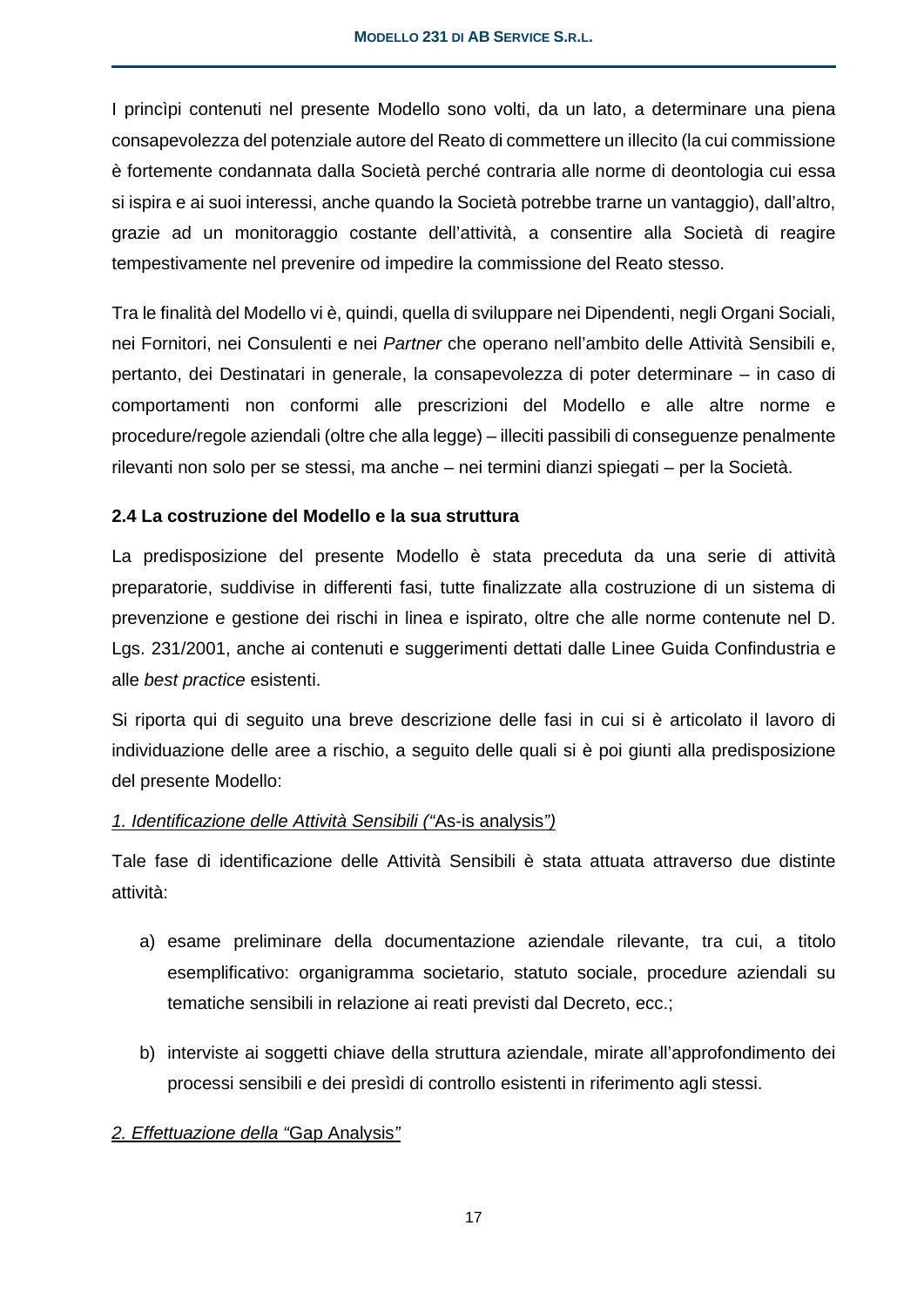I princìpi contenuti nel presente Modello sono volti, da un lato, a determinare una piena consapevolezza del potenziale autore del Reato di commettere un illecito (la cui commissione è fortemente condannata dalla Società perché contraria alle norme di deontologia cui essa si ispira e ai suoi interessi, anche quando la Società potrebbe trarne un vantaggio), dall'altro, grazie ad un monitoraggio costante dell'attività, a consentire alla Società di reagire tempestivamente nel prevenire od impedire la commissione del Reato stesso.

Tra le finalità del Modello vi è, quindi, quella di sviluppare nei Dipendenti, negli Organi Sociali, nei Fornitori, nei Consulenti e nei *Partner* che operano nell'ambito delle Attività Sensibili e, pertanto, dei Destinatari in generale, la consapevolezza di poter determinare – in caso di comportamenti non conformi alle prescrizioni del Modello e alle altre norme e procedure/regole aziendali (oltre che alla legge) – illeciti passibili di conseguenze penalmente rilevanti non solo per se stessi, ma anche – nei termini dianzi spiegati – per la Società.

### 2.4 La costruzione del Modello e la sua struttura

La predisposizione del presente Modello è stata preceduta da una serie di attività preparatorie, suddivise in differenti fasi, tutte finalizzate alla costruzione di un sistema di prevenzione e gestione dei rischi in linea e ispirato, oltre che alle norme contenute nel D. Lgs. 231/2001, anche ai contenuti e suggerimenti dettati dalle Linee Guida Confindustria e alle *best practice* esistenti.

Si riporta qui di seguito una breve descrizione delle fasi in cui si è articolato il lavoro di individuazione delle aree a rischio, a seguito delle quali si è poi giunti alla predisposizione del presente Modello:

*1. Identificazione delle Attività Sensibili ("*As-is analysis*")*

Tale fase di identificazione delle Attività Sensibili è stata attuata attraverso due distinte attività:

a) esame preliminare della documentazione aziendale rilevante, tra cui, a titolo esemplificativo: organigramma societario, statuto sociale, procedure aziendali su tematiche sensibili in relazione ai reati previsti dal Decreto, ecc.;

b) interviste ai soggetti chiave della struttura aziendale, mirate all'approfondimento dei processi sensibili e dei presìdi di controllo esistenti in riferimento agli stessi.

*2. Effettuazione della "*Gap Analysis*"*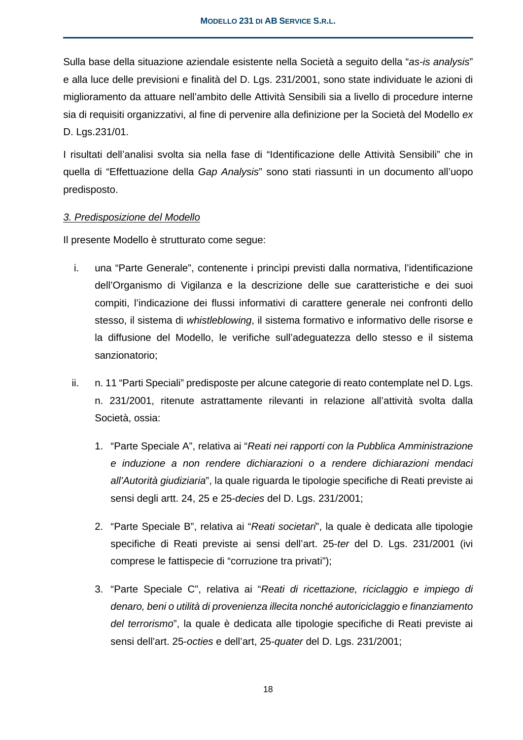Sulla base della situazione aziendale esistente nella Società a seguito della "*as-is analysis*" e alla luce delle previsioni e finalità del D. Lgs. 231/2001, sono state individuate le azioni di miglioramento da attuare nell'ambito delle Attività Sensibili sia a livello di procedure interne sia di requisiti organizzativi, al fine di pervenire alla definizione per la Società del Modello *ex* D. Lgs.231/01.

I risultati dell'analisi svolta sia nella fase di "Identificazione delle Attività Sensibili" che in quella di "Effettuazione della *Gap Analysis*" sono stati riassunti in un documento all'uopo predisposto.

<u>*3. Predisposizione del Modello*</u>

Il presente Modello è strutturato come segue:

i. una "Parte Generale", contenente i princìpi previsti dalla normativa, l'identificazione dell'Organismo di Vigilanza e la descrizione delle sue caratteristiche e dei suoi compiti, l'indicazione dei flussi informativi di carattere generale nei confronti dello stesso, il sistema di *whistleblowing*, il sistema formativo e informativo delle risorse e la diffusione del Modello, le verifiche sull'adeguatezza dello stesso e il sistema sanzionatorio;

ii. n. 11 "Parti Speciali" predisposte per alcune categorie di reato contemplate nel D. Lgs. n. 231/2001, ritenute astrattamente rilevanti in relazione all'attività svolta dalla Società, ossia:

   1. "Parte Speciale A", relativa ai "*Reati nei rapporti con la Pubblica Amministrazione e induzione a non rendere dichiarazioni o a rendere dichiarazioni mendaci all'Autorità giudiziaria*", la quale riguarda le tipologie specifiche di Reati previste ai sensi degli artt. 24, 25 e 25-*decies* del D. Lgs. 231/2001;

   2. "Parte Speciale B", relativa ai "*Reati societari*", la quale è dedicata alle tipologie specifiche di Reati previste ai sensi dell'art. 25-*ter* del D. Lgs. 231/2001 (ivi comprese le fattispecie di "corruzione tra privati");

   3. "Parte Speciale C", relativa ai "*Reati di ricettazione, riciclaggio e impiego di denaro, beni o utilità di provenienza illecita nonché autoriciclaggio e finanziamento del terrorismo*", la quale è dedicata alle tipologie specifiche di Reati previste ai sensi dell'art. 25-*octies* e dell'art, 25-*quater* del D. Lgs. 231/2001;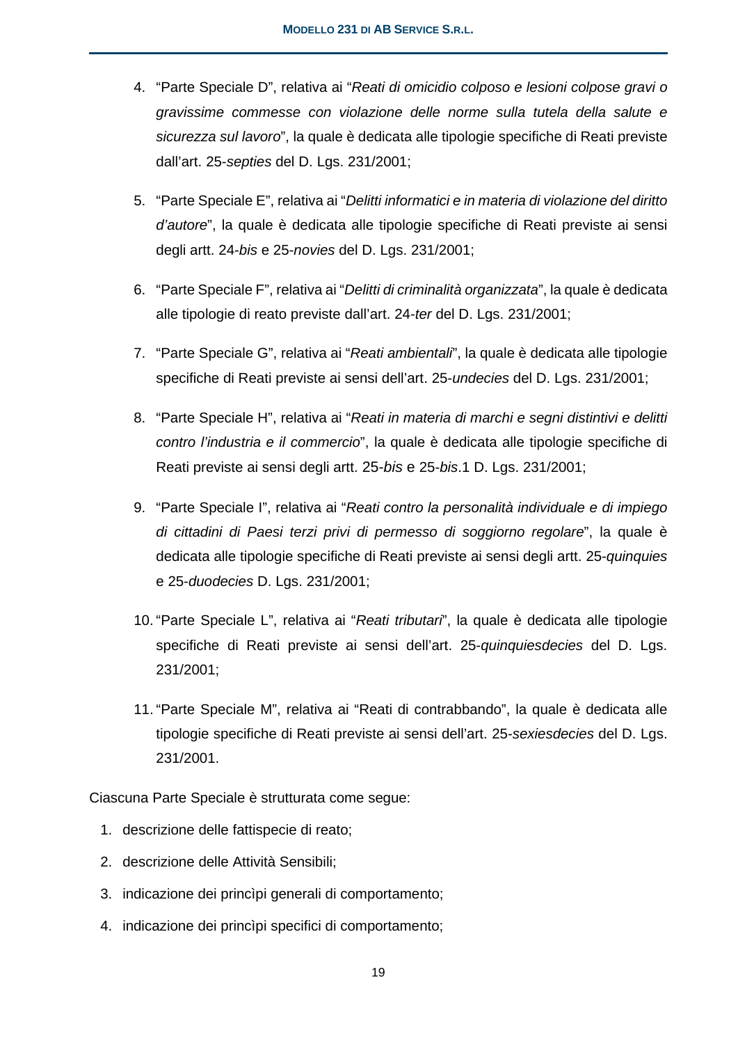4. "Parte Speciale D", relativa ai "*Reati di omicidio colposo e lesioni colpose gravi o gravissime commesse con violazione delle norme sulla tutela della salute e sicurezza sul lavoro*", la quale è dedicata alle tipologie specifiche di Reati previste dall'art. 25-*septies* del D. Lgs. 231/2001;

5. "Parte Speciale E", relativa ai "*Delitti informatici e in materia di violazione del diritto d'autore*", la quale è dedicata alle tipologie specifiche di Reati previste ai sensi degli artt. 24-*bis* e 25-*novies* del D. Lgs. 231/2001;

6. "Parte Speciale F", relativa ai "*Delitti di criminalità organizzata*", la quale è dedicata alle tipologie di reato previste dall'art. 24-*ter* del D. Lgs. 231/2001;

7. "Parte Speciale G", relativa ai "*Reati ambientali*", la quale è dedicata alle tipologie specifiche di Reati previste ai sensi dell'art. 25-*undecies* del D. Lgs. 231/2001;

8. "Parte Speciale H", relativa ai "*Reati in materia di marchi e segni distintivi e delitti contro l'industria e il commercio*", la quale è dedicata alle tipologie specifiche di Reati previste ai sensi degli artt. 25-*bis* e 25-*bis*.1 D. Lgs. 231/2001;

9. "Parte Speciale I", relativa ai "*Reati contro la personalità individuale e di impiego di cittadini di Paesi terzi privi di permesso di soggiorno regolare*", la quale è dedicata alle tipologie specifiche di Reati previste ai sensi degli artt. 25-*quinquies* e 25-*duodecies* D. Lgs. 231/2001;

10. "Parte Speciale L", relativa ai "*Reati tributari*", la quale è dedicata alle tipologie specifiche di Reati previste ai sensi dell'art. 25-*quinquiesdecies* del D. Lgs. 231/2001;

11. "Parte Speciale M", relativa ai "Reati di contrabbando", la quale è dedicata alle tipologie specifiche di Reati previste ai sensi dell'art. 25-*sexiesdecies* del D. Lgs. 231/2001.

Ciascuna Parte Speciale è strutturata come segue:

1. descrizione delle fattispecie di reato;
2. descrizione delle Attività Sensibili;
3. indicazione dei princìpi generali di comportamento;
4. indicazione dei princìpi specifici di comportamento;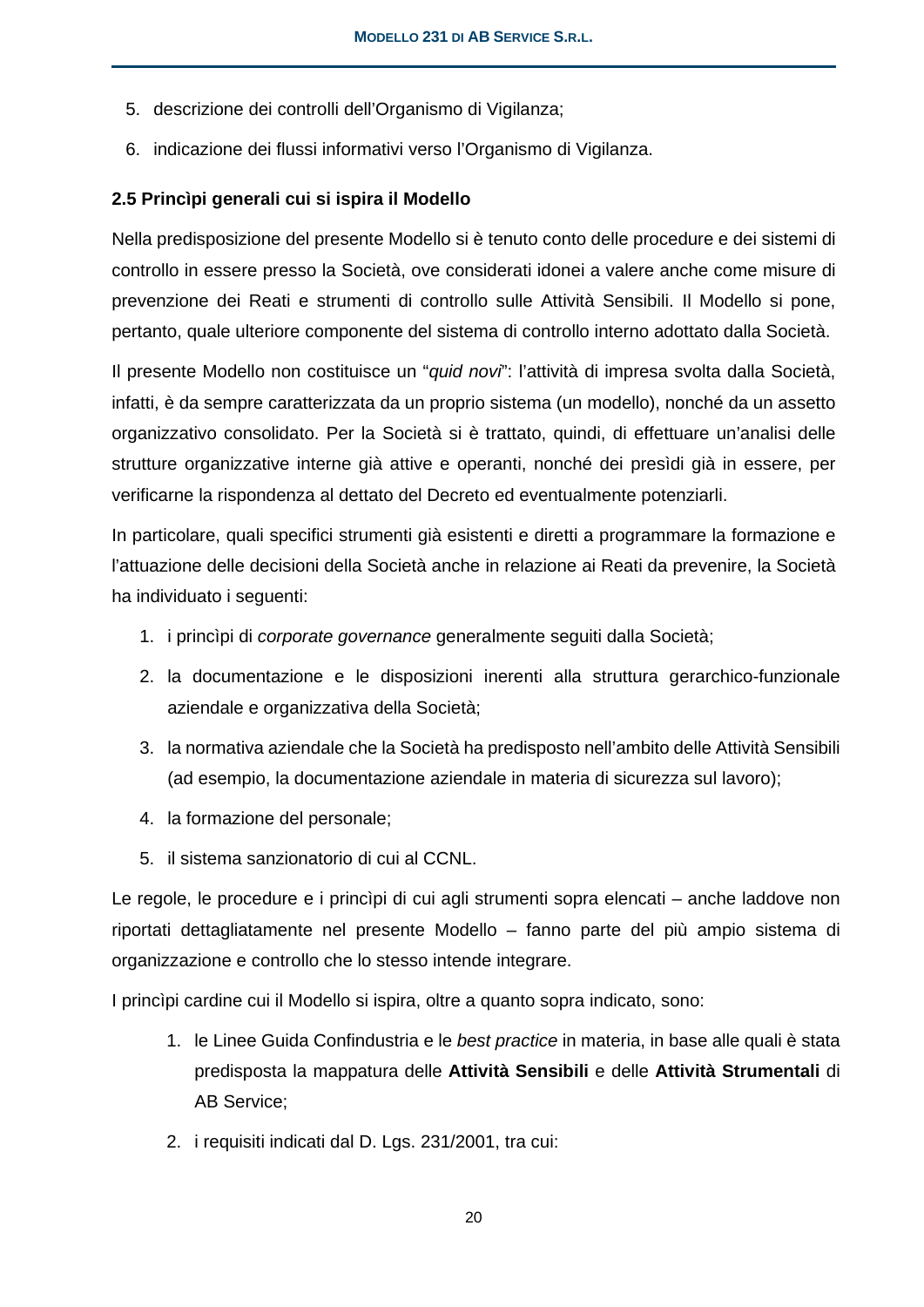5. descrizione dei controlli dell'Organismo di Vigilanza;
6. indicazione dei flussi informativi verso l'Organismo di Vigilanza.

### 2.5 Princìpi generali cui si ispira il Modello

Nella predisposizione del presente Modello si è tenuto conto delle procedure e dei sistemi di controllo in essere presso la Società, ove considerati idonei a valere anche come misure di prevenzione dei Reati e strumenti di controllo sulle Attività Sensibili. Il Modello si pone, pertanto, quale ulteriore componente del sistema di controllo interno adottato dalla Società.

Il presente Modello non costituisce un "*quid novi*": l'attività di impresa svolta dalla Società, infatti, è da sempre caratterizzata da un proprio sistema (un modello), nonché da un assetto organizzativo consolidato. Per la Società si è trattato, quindi, di effettuare un'analisi delle strutture organizzative interne già attive e operanti, nonché dei presìdi già in essere, per verificarne la rispondenza al dettato del Decreto ed eventualmente potenziarli.

In particolare, quali specifici strumenti già esistenti e diretti a programmare la formazione e l'attuazione delle decisioni della Società anche in relazione ai Reati da prevenire, la Società ha individuato i seguenti:

1. i princìpi di *corporate governance* generalmente seguiti dalla Società;
2. la documentazione e le disposizioni inerenti alla struttura gerarchico-funzionale aziendale e organizzativa della Società;
3. la normativa aziendale che la Società ha predisposto nell'ambito delle Attività Sensibili (ad esempio, la documentazione aziendale in materia di sicurezza sul lavoro);
4. la formazione del personale;
5. il sistema sanzionatorio di cui al CCNL.

Le regole, le procedure e i princìpi di cui agli strumenti sopra elencati – anche laddove non riportati dettagliatamente nel presente Modello – fanno parte del più ampio sistema di organizzazione e controllo che lo stesso intende integrare.

I princìpi cardine cui il Modello si ispira, oltre a quanto sopra indicato, sono:

1. le Linee Guida Confindustria e le *best practice* in materia, in base alle quali è stata predisposta la mappatura delle **Attività Sensibili** e delle **Attività Strumentali** di AB Service;
2. i requisiti indicati dal D. Lgs. 231/2001, tra cui: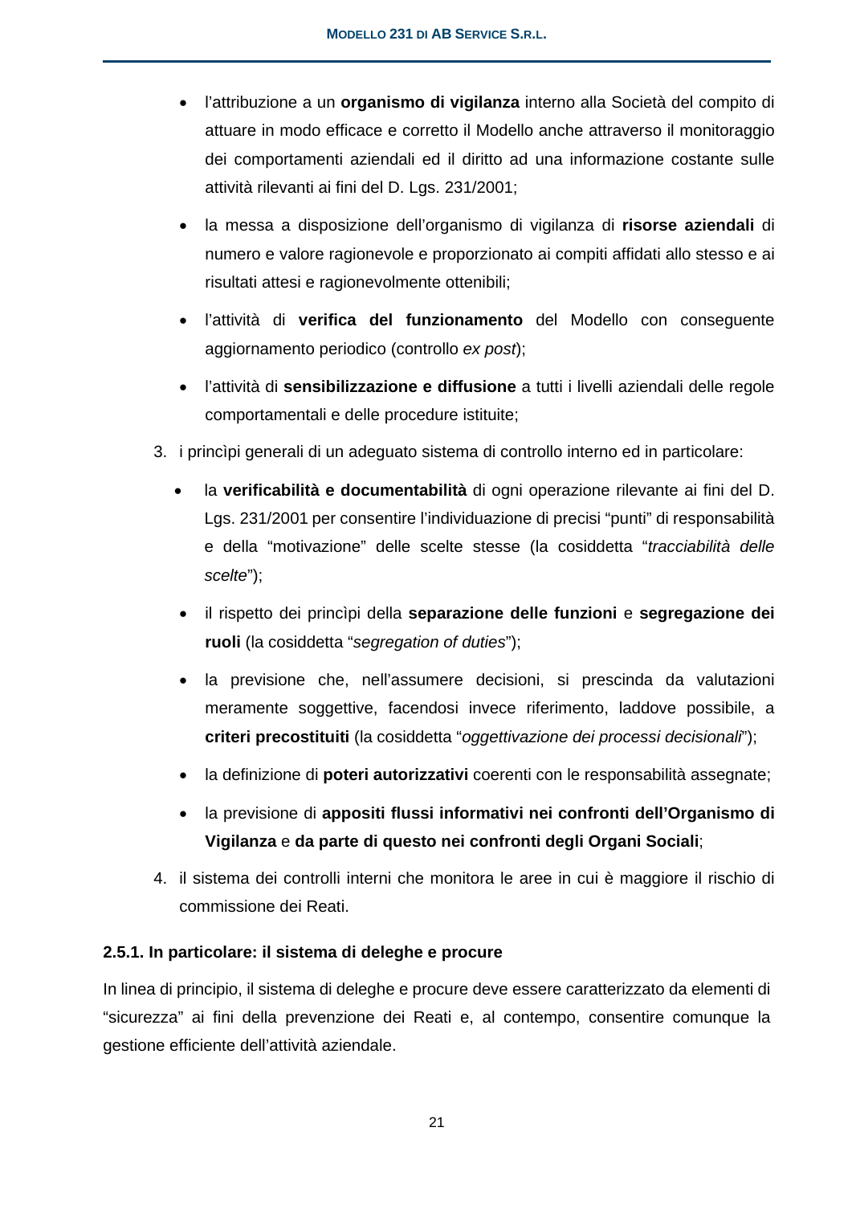- l'attribuzione a un **organismo di vigilanza** interno alla Società del compito di attuare in modo efficace e corretto il Modello anche attraverso il monitoraggio dei comportamenti aziendali ed il diritto ad una informazione costante sulle attività rilevanti ai fini del D. Lgs. 231/2001;
- la messa a disposizione dell'organismo di vigilanza di **risorse aziendali** di numero e valore ragionevole e proporzionato ai compiti affidati allo stesso e ai risultati attesi e ragionevolmente ottenibili;
- l'attività di **verifica del funzionamento** del Modello con conseguente aggiornamento periodico (controllo *ex post*);
- l'attività di **sensibilizzazione e diffusione** a tutti i livelli aziendali delle regole comportamentali e delle procedure istituite;

3. i princìpi generali di un adeguato sistema di controllo interno ed in particolare:
    - la **verificabilità e documentabilità** di ogni operazione rilevante ai fini del D. Lgs. 231/2001 per consentire l'individuazione di precisi "punti" di responsabilità e della "motivazione" delle scelte stesse (la cosiddetta "*tracciabilità delle scelte*");
    - il rispetto dei princìpi della **separazione delle funzioni** e **segregazione dei ruoli** (la cosiddetta "*segregation of duties*");
    - la previsione che, nell'assumere decisioni, si prescinda da valutazioni meramente soggettive, facendosi invece riferimento, laddove possibile, a **criteri precostituiti** (la cosiddetta "*oggettivazione dei processi decisionali*");
    - la definizione di **poteri autorizzativi** coerenti con le responsabilità assegnate;
    - la previsione di **appositi flussi informativi nei confronti dell'Organismo di Vigilanza** e **da parte di questo nei confronti degli Organi Sociali**;
4. il sistema dei controlli interni che monitora le aree in cui è maggiore il rischio di commissione dei Reati.

### 2.5.1. In particolare: il sistema di deleghe e procure

In linea di principio, il sistema di deleghe e procure deve essere caratterizzato da elementi di "sicurezza" ai fini della prevenzione dei Reati e, al contempo, consentire comunque la gestione efficiente dell'attività aziendale.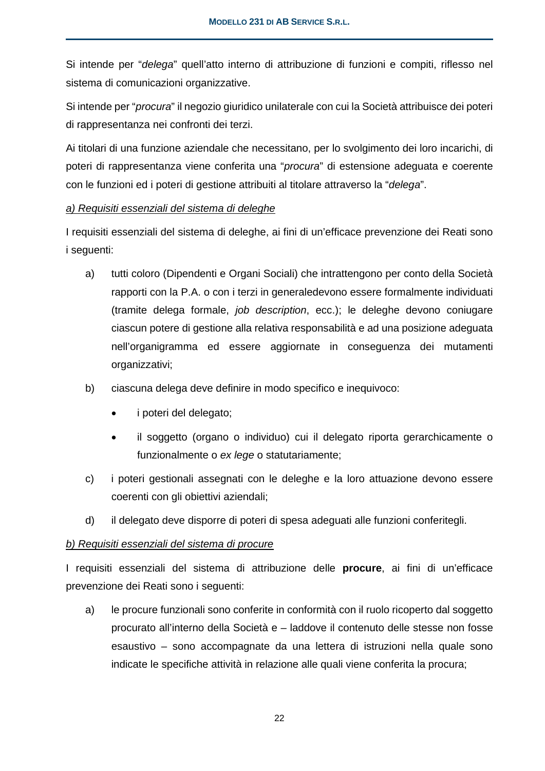Si intende per "*delega*" quell'atto interno di attribuzione di funzioni e compiti, riflesso nel sistema di comunicazioni organizzative.

Si intende per "*procura*" il negozio giuridico unilaterale con cui la Società attribuisce dei poteri di rappresentanza nei confronti dei terzi.

Ai titolari di una funzione aziendale che necessitano, per lo svolgimento dei loro incarichi, di poteri di rappresentanza viene conferita una "*procura*" di estensione adeguata e coerente con le funzioni ed i poteri di gestione attribuiti al titolare attraverso la "*delega*".

<u>*a) Requisiti essenziali del sistema di deleghe*</u>

I requisiti essenziali del sistema di deleghe, ai fini di un'efficace prevenzione dei Reati sono i seguenti:

a) tutti coloro (Dipendenti e Organi Sociali) che intrattengono per conto della Società rapporti con la P.A. o con i terzi in generaledevono essere formalmente individuati (tramite delega formale, *job description*, ecc.); le deleghe devono coniugare ciascun potere di gestione alla relativa responsabilità e ad una posizione adeguata nell'organigramma ed essere aggiornate in conseguenza dei mutamenti organizzativi;

b) ciascuna delega deve definire in modo specifico e inequivoco:
   - i poteri del delegato;
   - il soggetto (organo o individuo) cui il delegato riporta gerarchicamente o funzionalmente o *ex lege* o statutariamente;

c) i poteri gestionali assegnati con le deleghe e la loro attuazione devono essere coerenti con gli obiettivi aziendali;

d) il delegato deve disporre di poteri di spesa adeguati alle funzioni conferitegli.

<u>*b) Requisiti essenziali del sistema di procure*</u>

I requisiti essenziali del sistema di attribuzione delle **procure**, ai fini di un'efficace prevenzione dei Reati sono i seguenti:

a) le procure funzionali sono conferite in conformità con il ruolo ricoperto dal soggetto procurato all'interno della Società e – laddove il contenuto delle stesse non fosse esaustivo – sono accompagnate da una lettera di istruzioni nella quale sono indicate le specifiche attività in relazione alle quali viene conferita la procura;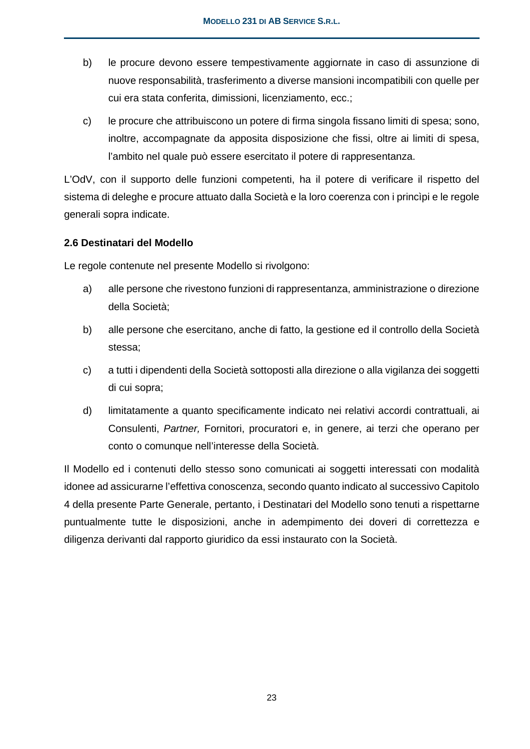b) le procure devono essere tempestivamente aggiornate in caso di assunzione di nuove responsabilità, trasferimento a diverse mansioni incompatibili con quelle per cui era stata conferita, dimissioni, licenziamento, ecc.;

c) le procure che attribuiscono un potere di firma singola fissano limiti di spesa; sono, inoltre, accompagnate da apposita disposizione che fissi, oltre ai limiti di spesa, l'ambito nel quale può essere esercitato il potere di rappresentanza.

L'OdV, con il supporto delle funzioni competenti, ha il potere di verificare il rispetto del sistema di deleghe e procure attuato dalla Società e la loro coerenza con i princìpi e le regole generali sopra indicate.

### 2.6 Destinatari del Modello

Le regole contenute nel presente Modello si rivolgono:

a) alle persone che rivestono funzioni di rappresentanza, amministrazione o direzione della Società;

b) alle persone che esercitano, anche di fatto, la gestione ed il controllo della Società stessa;

c) a tutti i dipendenti della Società sottoposti alla direzione o alla vigilanza dei soggetti di cui sopra;

d) limitatamente a quanto specificamente indicato nei relativi accordi contrattuali, ai Consulenti, *Partner,* Fornitori, procuratori e, in genere, ai terzi che operano per conto o comunque nell'interesse della Società.

Il Modello ed i contenuti dello stesso sono comunicati ai soggetti interessati con modalità idonee ad assicurarne l'effettiva conoscenza, secondo quanto indicato al successivo Capitolo 4 della presente Parte Generale, pertanto, i Destinatari del Modello sono tenuti a rispettarne puntualmente tutte le disposizioni, anche in adempimento dei doveri di correttezza e diligenza derivanti dal rapporto giuridico da essi instaurato con la Società.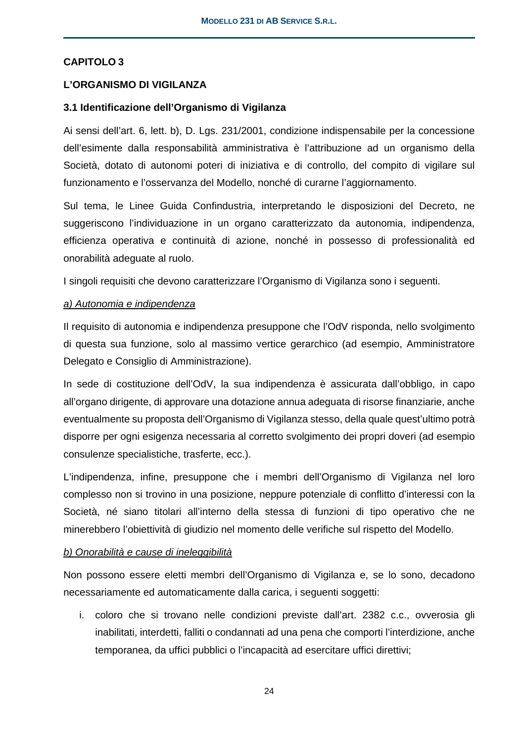## CAPITOLO 3

## L'ORGANISMO DI VIGILANZA

### 3.1 Identificazione dell'Organismo di Vigilanza

Ai sensi dell'art. 6, lett. b), D. Lgs. 231/2001, condizione indispensabile per la concessione dell'esimente dalla responsabilità amministrativa è l'attribuzione ad un organismo della Società, dotato di autonomi poteri di iniziativa e di controllo, del compito di vigilare sul funzionamento e l'osservanza del Modello, nonché di curarne l'aggiornamento.

Sul tema, le Linee Guida Confindustria, interpretando le disposizioni del Decreto, ne suggeriscono l'individuazione in un organo caratterizzato da autonomia, indipendenza, efficienza operativa e continuità di azione, nonché in possesso di professionalità ed onorabilità adeguate al ruolo.

I singoli requisiti che devono caratterizzare l'Organismo di Vigilanza sono i seguenti.

*a) Autonomia e indipendenza*

Il requisito di autonomia e indipendenza presuppone che l'OdV risponda, nello svolgimento di questa sua funzione, solo al massimo vertice gerarchico (ad esempio, Amministratore Delegato e Consiglio di Amministrazione).

In sede di costituzione dell'OdV, la sua indipendenza è assicurata dall'obbligo, in capo all'organo dirigente, di approvare una dotazione annua adeguata di risorse finanziarie, anche eventualmente su proposta dell'Organismo di Vigilanza stesso, della quale quest'ultimo potrà disporre per ogni esigenza necessaria al corretto svolgimento dei propri doveri (ad esempio consulenze specialistiche, trasferte, ecc.).

L'indipendenza, infine, presuppone che i membri dell'Organismo di Vigilanza nel loro complesso non si trovino in una posizione, neppure potenziale di conflitto d'interessi con la Società, né siano titolari all'interno della stessa di funzioni di tipo operativo che ne minerebbero l'obiettività di giudizio nel momento delle verifiche sul rispetto del Modello.

*b) Onorabilità e cause di ineleggibilità*

Non possono essere eletti membri dell'Organismo di Vigilanza e, se lo sono, decadono necessariamente ed automaticamente dalla carica, i seguenti soggetti:

i. coloro che si trovano nelle condizioni previste dall'art. 2382 c.c., ovverosia gli inabilitati, interdetti, falliti o condannati ad una pena che comporti l'interdizione, anche temporanea, da uffici pubblici o l'incapacità ad esercitare uffici direttivi;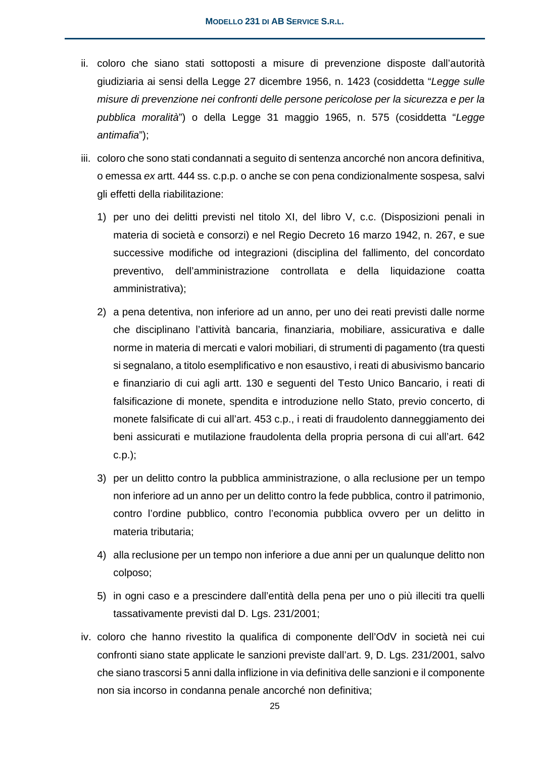ii. coloro che siano stati sottoposti a misure di prevenzione disposte dall'autorità giudiziaria ai sensi della Legge 27 dicembre 1956, n. 1423 (cosiddetta "*Legge sulle misure di prevenzione nei confronti delle persone pericolose per la sicurezza e per la pubblica moralità*") o della Legge 31 maggio 1965, n. 575 (cosiddetta "*Legge antimafia*");

iii. coloro che sono stati condannati a seguito di sentenza ancorché non ancora definitiva, o emessa *ex* artt. 444 ss. c.p.p. o anche se con pena condizionalmente sospesa, salvi gli effetti della riabilitazione:

   1) per uno dei delitti previsti nel titolo XI, del libro V, c.c. (Disposizioni penali in materia di società e consorzi) e nel Regio Decreto 16 marzo 1942, n. 267, e sue successive modifiche od integrazioni (disciplina del fallimento, del concordato preventivo, dell'amministrazione controllata e della liquidazione coatta amministrativa);

   2) a pena detentiva, non inferiore ad un anno, per uno dei reati previsti dalle norme che disciplinano l'attività bancaria, finanziaria, mobiliare, assicurativa e dalle norme in materia di mercati e valori mobiliari, di strumenti di pagamento (tra questi si segnalano, a titolo esemplificativo e non esaustivo, i reati di abusivismo bancario e finanziario di cui agli artt. 130 e seguenti del Testo Unico Bancario, i reati di falsificazione di monete, spendita e introduzione nello Stato, previo concerto, di monete falsificate di cui all'art. 453 c.p., i reati di fraudolento danneggiamento dei beni assicurati e mutilazione fraudolenta della propria persona di cui all'art. 642 c.p.);

   3) per un delitto contro la pubblica amministrazione, o alla reclusione per un tempo non inferiore ad un anno per un delitto contro la fede pubblica, contro il patrimonio, contro l'ordine pubblico, contro l'economia pubblica ovvero per un delitto in materia tributaria;

   4) alla reclusione per un tempo non inferiore a due anni per un qualunque delitto non colposo;

   5) in ogni caso e a prescindere dall'entità della pena per uno o più illeciti tra quelli tassativamente previsti dal D. Lgs. 231/2001;

iv. coloro che hanno rivestito la qualifica di componente dell'OdV in società nei cui confronti siano state applicate le sanzioni previste dall'art. 9, D. Lgs. 231/2001, salvo che siano trascorsi 5 anni dalla inflizione in via definitiva delle sanzioni e il componente non sia incorso in condanna penale ancorché non definitiva;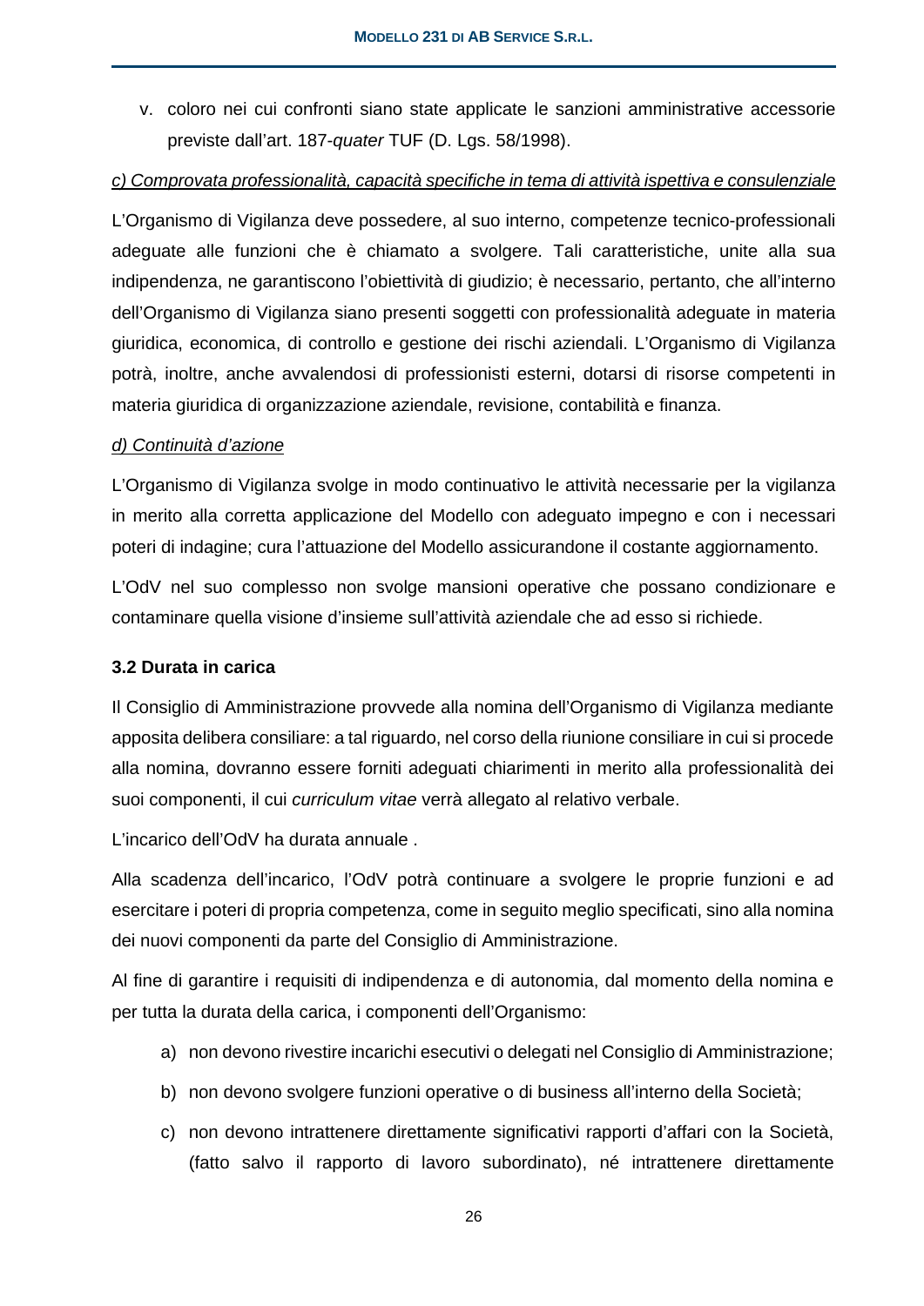v. coloro nei cui confronti siano state applicate le sanzioni amministrative accessorie previste dall'art. 187-*quater* TUF (D. Lgs. 58/1998).

*c) Comprovata professionalità, capacità specifiche in tema di attività ispettiva e consulenziale*

L'Organismo di Vigilanza deve possedere, al suo interno, competenze tecnico-professionali adeguate alle funzioni che è chiamato a svolgere. Tali caratteristiche, unite alla sua indipendenza, ne garantiscono l'obiettività di giudizio; è necessario, pertanto, che all'interno dell'Organismo di Vigilanza siano presenti soggetti con professionalità adeguate in materia giuridica, economica, di controllo e gestione dei rischi aziendali. L'Organismo di Vigilanza potrà, inoltre, anche avvalendosi di professionisti esterni, dotarsi di risorse competenti in materia giuridica di organizzazione aziendale, revisione, contabilità e finanza.

*d) Continuità d'azione*

L'Organismo di Vigilanza svolge in modo continuativo le attività necessarie per la vigilanza in merito alla corretta applicazione del Modello con adeguato impegno e con i necessari poteri di indagine; cura l'attuazione del Modello assicurandone il costante aggiornamento.

L'OdV nel suo complesso non svolge mansioni operative che possano condizionare e contaminare quella visione d'insieme sull'attività aziendale che ad esso si richiede.

### 3.2 Durata in carica

Il Consiglio di Amministrazione provvede alla nomina dell'Organismo di Vigilanza mediante apposita delibera consiliare: a tal riguardo, nel corso della riunione consiliare in cui si procede alla nomina, dovranno essere forniti adeguati chiarimenti in merito alla professionalità dei suoi componenti, il cui *curriculum vitae* verrà allegato al relativo verbale.

L'incarico dell'OdV ha durata annuale .

Alla scadenza dell'incarico, l'OdV potrà continuare a svolgere le proprie funzioni e ad esercitare i poteri di propria competenza, come in seguito meglio specificati, sino alla nomina dei nuovi componenti da parte del Consiglio di Amministrazione.

Al fine di garantire i requisiti di indipendenza e di autonomia, dal momento della nomina e per tutta la durata della carica, i componenti dell'Organismo:

a) non devono rivestire incarichi esecutivi o delegati nel Consiglio di Amministrazione;

b) non devono svolgere funzioni operative o di business all'interno della Società;

c) non devono intrattenere direttamente significativi rapporti d'affari con la Società, (fatto salvo il rapporto di lavoro subordinato), né intrattenere direttamente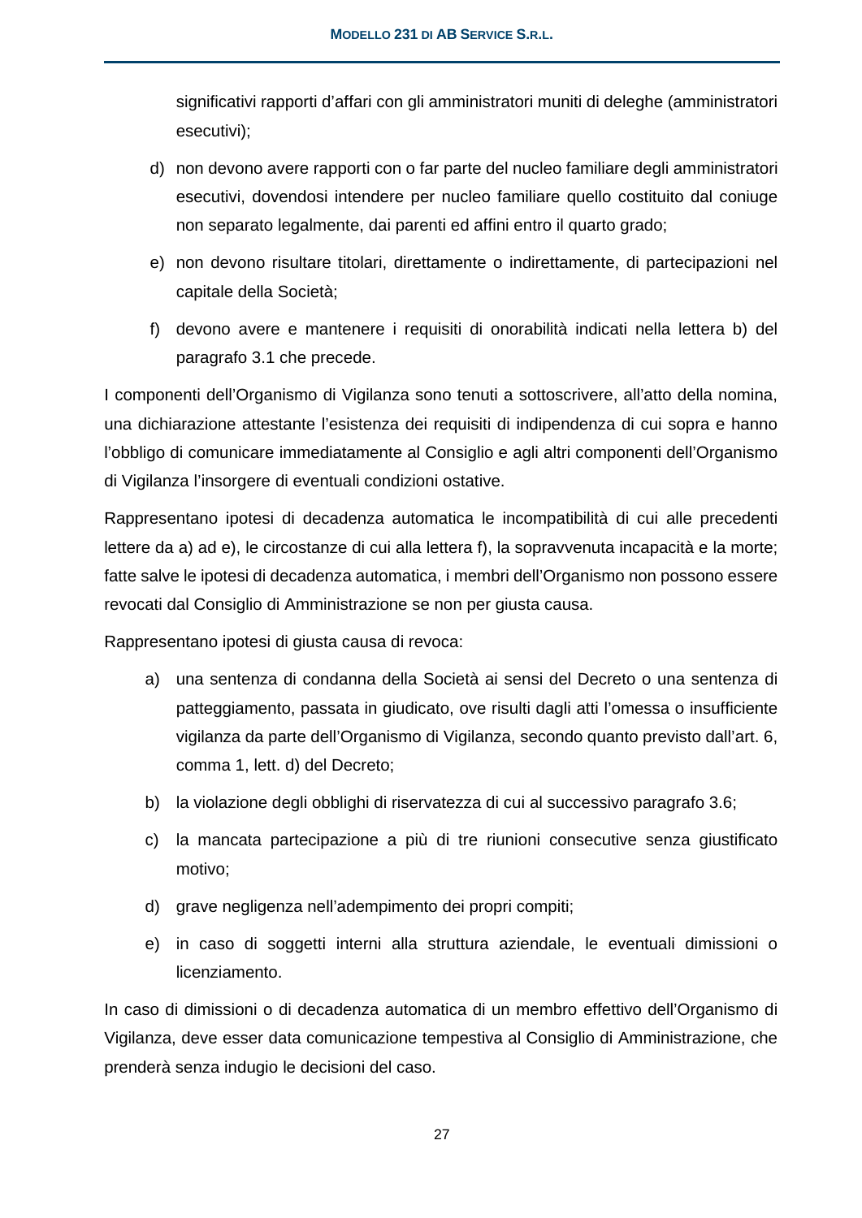significativi rapporti d’affari con gli amministratori muniti di deleghe (amministratori esecutivi);

d) non devono avere rapporti con o far parte del nucleo familiare degli amministratori esecutivi, dovendosi intendere per nucleo familiare quello costituito dal coniuge non separato legalmente, dai parenti ed affini entro il quarto grado;

e) non devono risultare titolari, direttamente o indirettamente, di partecipazioni nel capitale della Società;

f) devono avere e mantenere i requisiti di onorabilità indicati nella lettera b) del paragrafo 3.1 che precede.

I componenti dell’Organismo di Vigilanza sono tenuti a sottoscrivere, all’atto della nomina, una dichiarazione attestante l’esistenza dei requisiti di indipendenza di cui sopra e hanno l’obbligo di comunicare immediatamente al Consiglio e agli altri componenti dell’Organismo di Vigilanza l’insorgere di eventuali condizioni ostative.

Rappresentano ipotesi di decadenza automatica le incompatibilità di cui alle precedenti lettere da a) ad e), le circostanze di cui alla lettera f), la sopravvenuta incapacità e la morte; fatte salve le ipotesi di decadenza automatica, i membri dell’Organismo non possono essere revocati dal Consiglio di Amministrazione se non per giusta causa.

Rappresentano ipotesi di giusta causa di revoca:

a) una sentenza di condanna della Società ai sensi del Decreto o una sentenza di patteggiamento, passata in giudicato, ove risulti dagli atti l’omessa o insufficiente vigilanza da parte dell’Organismo di Vigilanza, secondo quanto previsto dall’art. 6, comma 1, lett. d) del Decreto;

b) la violazione degli obblighi di riservatezza di cui al successivo paragrafo 3.6;

c) la mancata partecipazione a più di tre riunioni consecutive senza giustificato motivo;

d) grave negligenza nell’adempimento dei propri compiti;

e) in caso di soggetti interni alla struttura aziendale, le eventuali dimissioni o licenziamento.

In caso di dimissioni o di decadenza automatica di un membro effettivo dell’Organismo di Vigilanza, deve esser data comunicazione tempestiva al Consiglio di Amministrazione, che prenderà senza indugio le decisioni del caso.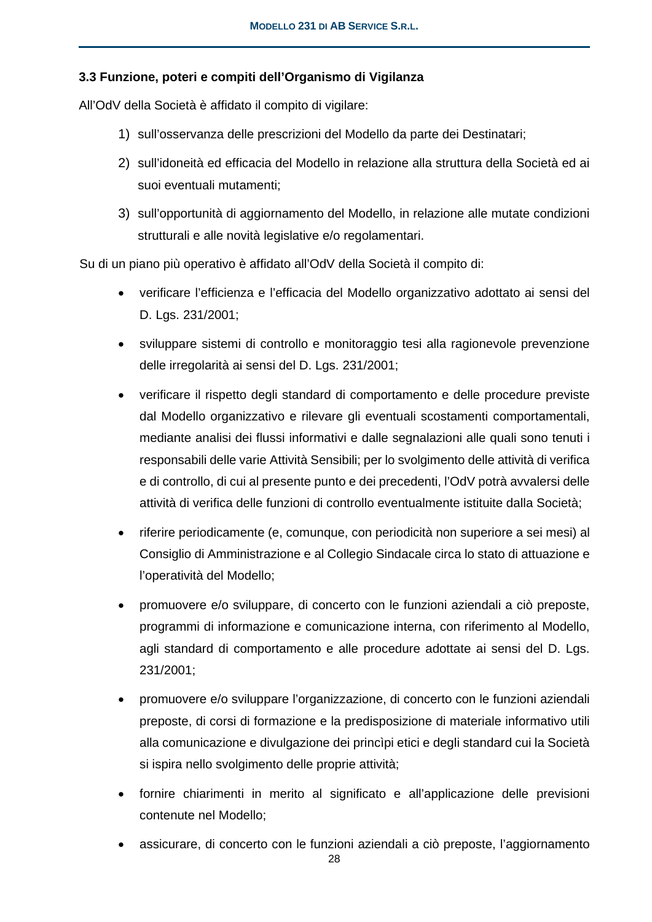### 3.3 Funzione, poteri e compiti dell'Organismo di Vigilanza

All'OdV della Società è affidato il compito di vigilare:

1) sull'osservanza delle prescrizioni del Modello da parte dei Destinatari;
2) sull'idoneità ed efficacia del Modello in relazione alla struttura della Società ed ai suoi eventuali mutamenti;
3) sull'opportunità di aggiornamento del Modello, in relazione alle mutate condizioni strutturali e alle novità legislative e/o regolamentari.

Su di un piano più operativo è affidato all'OdV della Società il compito di:

- verificare l'efficienza e l'efficacia del Modello organizzativo adottato ai sensi del D. Lgs. 231/2001;
- sviluppare sistemi di controllo e monitoraggio tesi alla ragionevole prevenzione delle irregolarità ai sensi del D. Lgs. 231/2001;
- verificare il rispetto degli standard di comportamento e delle procedure previste dal Modello organizzativo e rilevare gli eventuali scostamenti comportamentali, mediante analisi dei flussi informativi e dalle segnalazioni alle quali sono tenuti i responsabili delle varie Attività Sensibili; per lo svolgimento delle attività di verifica e di controllo, di cui al presente punto e dei precedenti, l'OdV potrà avvalersi delle attività di verifica delle funzioni di controllo eventualmente istituite dalla Società;
- riferire periodicamente (e, comunque, con periodicità non superiore a sei mesi) al Consiglio di Amministrazione e al Collegio Sindacale circa lo stato di attuazione e l'operatività del Modello;
- promuovere e/o sviluppare, di concerto con le funzioni aziendali a ciò preposte, programmi di informazione e comunicazione interna, con riferimento al Modello, agli standard di comportamento e alle procedure adottate ai sensi del D. Lgs. 231/2001;
- promuovere e/o sviluppare l'organizzazione, di concerto con le funzioni aziendali preposte, di corsi di formazione e la predisposizione di materiale informativo utili alla comunicazione e divulgazione dei princìpi etici e degli standard cui la Società si ispira nello svolgimento delle proprie attività;
- fornire chiarimenti in merito al significato e all'applicazione delle previsioni contenute nel Modello;
- assicurare, di concerto con le funzioni aziendali a ciò preposte, l'aggiornamento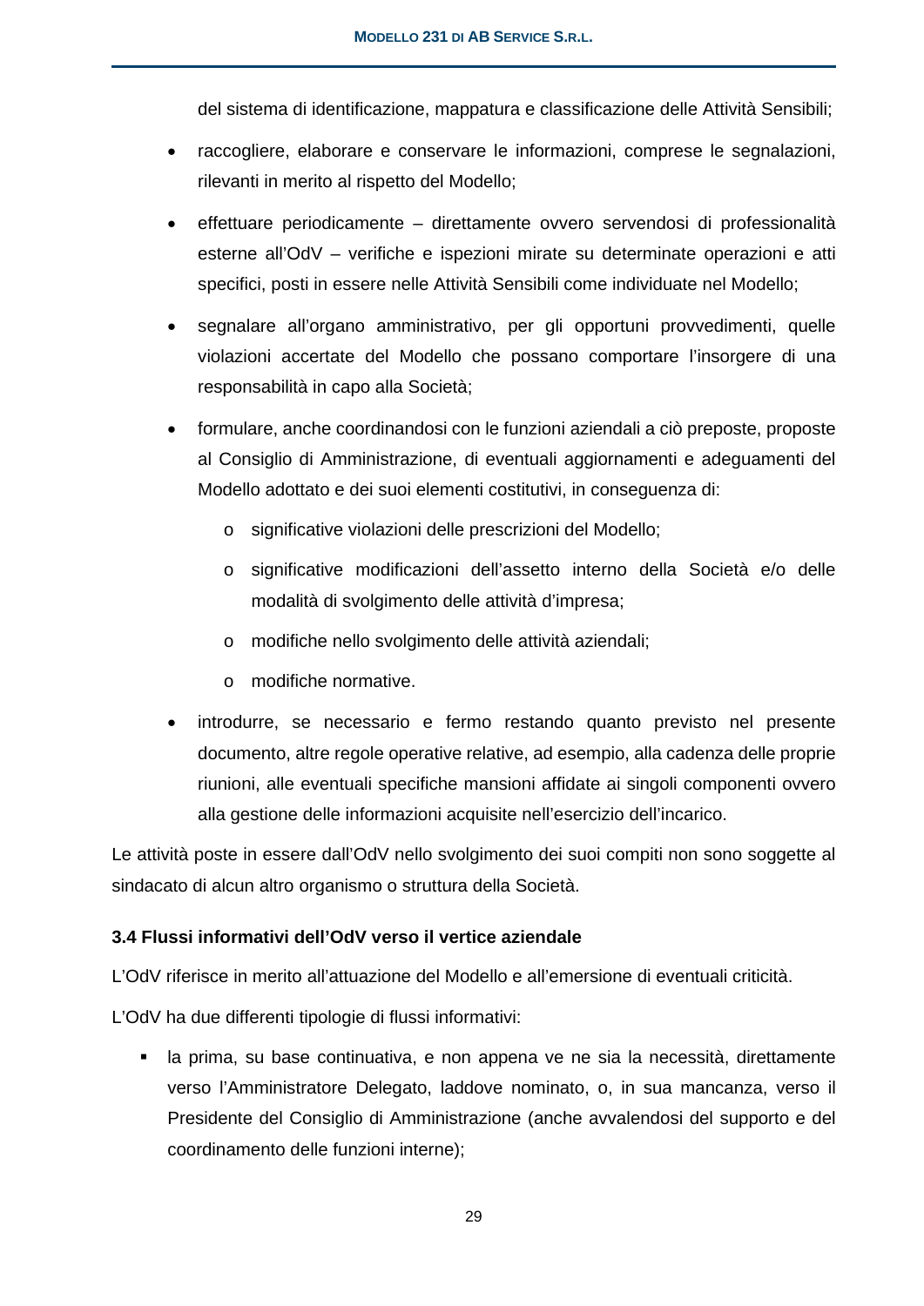del sistema di identificazione, mappatura e classificazione delle Attività Sensibili;

- raccogliere, elaborare e conservare le informazioni, comprese le segnalazioni, rilevanti in merito al rispetto del Modello;
- effettuare periodicamente – direttamente ovvero servendosi di professionalità esterne all'OdV – verifiche e ispezioni mirate su determinate operazioni e atti specifici, posti in essere nelle Attività Sensibili come individuate nel Modello;
- segnalare all'organo amministrativo, per gli opportuni provvedimenti, quelle violazioni accertate del Modello che possano comportare l'insorgere di una responsabilità in capo alla Società;
- formulare, anche coordinandosi con le funzioni aziendali a ciò preposte, proposte al Consiglio di Amministrazione, di eventuali aggiornamenti e adeguamenti del Modello adottato e dei suoi elementi costitutivi, in conseguenza di:
  - significative violazioni delle prescrizioni del Modello;
  - significative modificazioni dell'assetto interno della Società e/o delle modalità di svolgimento delle attività d'impresa;
  - modifiche nello svolgimento delle attività aziendali;
  - modifiche normative.
- introdurre, se necessario e fermo restando quanto previsto nel presente documento, altre regole operative relative, ad esempio, alla cadenza delle proprie riunioni, alle eventuali specifiche mansioni affidate ai singoli componenti ovvero alla gestione delle informazioni acquisite nell'esercizio dell'incarico.

Le attività poste in essere dall'OdV nello svolgimento dei suoi compiti non sono soggette al sindacato di alcun altro organismo o struttura della Società.

### 3.4 Flussi informativi dell'OdV verso il vertice aziendale

L'OdV riferisce in merito all'attuazione del Modello e all'emersione di eventuali criticità.

L'OdV ha due differenti tipologie di flussi informativi:

- la prima, su base continuativa, e non appena ve ne sia la necessità, direttamente verso l'Amministratore Delegato, laddove nominato, o, in sua mancanza, verso il Presidente del Consiglio di Amministrazione (anche avvalendosi del supporto e del coordinamento delle funzioni interne);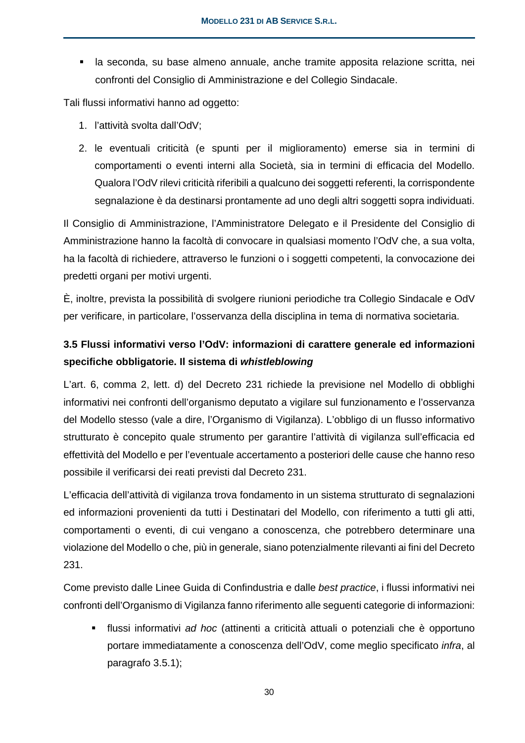- la seconda, su base almeno annuale, anche tramite apposita relazione scritta, nei confronti del Consiglio di Amministrazione e del Collegio Sindacale.

Tali flussi informativi hanno ad oggetto:

1. l'attività svolta dall'OdV;
2. le eventuali criticità (e spunti per il miglioramento) emerse sia in termini di comportamenti o eventi interni alla Società, sia in termini di efficacia del Modello. Qualora l'OdV rilevi criticità riferibili a qualcuno dei soggetti referenti, la corrispondente segnalazione è da destinarsi prontamente ad uno degli altri soggetti sopra individuati.

Il Consiglio di Amministrazione, l'Amministratore Delegato e il Presidente del Consiglio di Amministrazione hanno la facoltà di convocare in qualsiasi momento l'OdV che, a sua volta, ha la facoltà di richiedere, attraverso le funzioni o i soggetti competenti, la convocazione dei predetti organi per motivi urgenti.

È, inoltre, prevista la possibilità di svolgere riunioni periodiche tra Collegio Sindacale e OdV per verificare, in particolare, l'osservanza della disciplina in tema di normativa societaria.

### 3.5 Flussi informativi verso l'OdV: informazioni di carattere generale ed informazioni specifiche obbligatorie. Il sistema di *whistleblowing*

L'art. 6, comma 2, lett. d) del Decreto 231 richiede la previsione nel Modello di obblighi informativi nei confronti dell'organismo deputato a vigilare sul funzionamento e l'osservanza del Modello stesso (vale a dire, l'Organismo di Vigilanza). L'obbligo di un flusso informativo strutturato è concepito quale strumento per garantire l'attività di vigilanza sull'efficacia ed effettività del Modello e per l'eventuale accertamento a posteriori delle cause che hanno reso possibile il verificarsi dei reati previsti dal Decreto 231.

L'efficacia dell'attività di vigilanza trova fondamento in un sistema strutturato di segnalazioni ed informazioni provenienti da tutti i Destinatari del Modello, con riferimento a tutti gli atti, comportamenti o eventi, di cui vengano a conoscenza, che potrebbero determinare una violazione del Modello o che, più in generale, siano potenzialmente rilevanti ai fini del Decreto 231.

Come previsto dalle Linee Guida di Confindustria e dalle *best practice*, i flussi informativi nei confronti dell'Organismo di Vigilanza fanno riferimento alle seguenti categorie di informazioni:

- flussi informativi *ad hoc* (attinenti a criticità attuali o potenziali che è opportuno portare immediatamente a conoscenza dell'OdV, come meglio specificato *infra*, al paragrafo 3.5.1);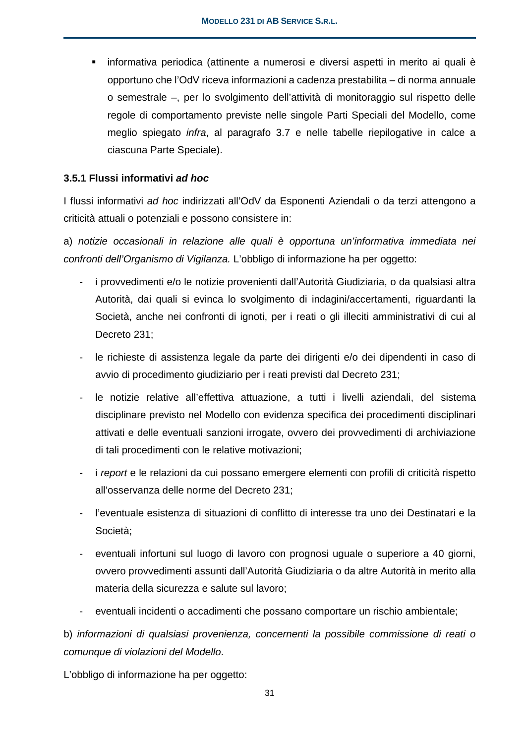- informativa periodica (attinente a numerosi e diversi aspetti in merito ai quali è opportuno che l'OdV riceva informazioni a cadenza prestabilita – di norma annuale o semestrale –, per lo svolgimento dell'attività di monitoraggio sul rispetto delle regole di comportamento previste nelle singole Parti Speciali del Modello, come meglio spiegato *infra*, al paragrafo 3.7 e nelle tabelle riepilogative in calce a ciascuna Parte Speciale).

### 3.5.1 Flussi informativi *ad hoc*

I flussi informativi *ad hoc* indirizzati all'OdV da Esponenti Aziendali o da terzi attengono a criticità attuali o potenziali e possono consistere in:

a) *notizie occasionali in relazione alle quali è opportuna un'informativa immediata nei confronti dell'Organismo di Vigilanza.* L'obbligo di informazione ha per oggetto:

- i provvedimenti e/o le notizie provenienti dall'Autorità Giudiziaria, o da qualsiasi altra Autorità, dai quali si evinca lo svolgimento di indagini/accertamenti, riguardanti la Società, anche nei confronti di ignoti, per i reati o gli illeciti amministrativi di cui al Decreto 231;
- le richieste di assistenza legale da parte dei dirigenti e/o dei dipendenti in caso di avvio di procedimento giudiziario per i reati previsti dal Decreto 231;
- le notizie relative all'effettiva attuazione, a tutti i livelli aziendali, del sistema disciplinare previsto nel Modello con evidenza specifica dei procedimenti disciplinari attivati e delle eventuali sanzioni irrogate, ovvero dei provvedimenti di archiviazione di tali procedimenti con le relative motivazioni;
- i *report* e le relazioni da cui possano emergere elementi con profili di criticità rispetto all'osservanza delle norme del Decreto 231;
- l'eventuale esistenza di situazioni di conflitto di interesse tra uno dei Destinatari e la Società;
- eventuali infortuni sul luogo di lavoro con prognosi uguale o superiore a 40 giorni, ovvero provvedimenti assunti dall'Autorità Giudiziaria o da altre Autorità in merito alla materia della sicurezza e salute sul lavoro;
- eventuali incidenti o accadimenti che possano comportare un rischio ambientale;

b) *informazioni di qualsiasi provenienza, concernenti la possibile commissione di reati o comunque di violazioni del Modello*.

L'obbligo di informazione ha per oggetto: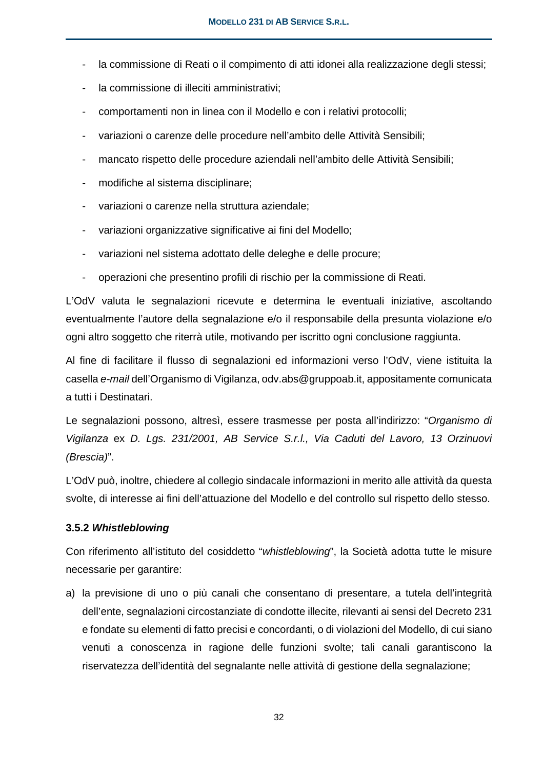- la commissione di Reati o il compimento di atti idonei alla realizzazione degli stessi;
- la commissione di illeciti amministrativi;
- comportamenti non in linea con il Modello e con i relativi protocolli;
- variazioni o carenze delle procedure nell'ambito delle Attività Sensibili;
- mancato rispetto delle procedure aziendali nell'ambito delle Attività Sensibili;
- modifiche al sistema disciplinare;
- variazioni o carenze nella struttura aziendale;
- variazioni organizzative significative ai fini del Modello;
- variazioni nel sistema adottato delle deleghe e delle procure;
- operazioni che presentino profili di rischio per la commissione di Reati.

L'OdV valuta le segnalazioni ricevute e determina le eventuali iniziative, ascoltando eventualmente l'autore della segnalazione e/o il responsabile della presunta violazione e/o ogni altro soggetto che riterrà utile, motivando per iscritto ogni conclusione raggiunta.

Al fine di facilitare il flusso di segnalazioni ed informazioni verso l'OdV, viene istituita la casella *e-mail* dell'Organismo di Vigilanza, odv.abs@gruppoab.it, appositamente comunicata a tutti i Destinatari.

Le segnalazioni possono, altresì, essere trasmesse per posta all'indirizzo: "*Organismo di Vigilanza* ex *D. Lgs. 231/2001, AB Service S.r.l., Via Caduti del Lavoro, 13 Orzinuovi (Brescia)*".

L'OdV può, inoltre, chiedere al collegio sindacale informazioni in merito alle attività da questa svolte, di interesse ai fini dell'attuazione del Modello e del controllo sul rispetto dello stesso.

### 3.5.2 *Whistleblowing*

Con riferimento all'istituto del cosiddetto "*whistleblowing*", la Società adotta tutte le misure necessarie per garantire:

a) la previsione di uno o più canali che consentano di presentare, a tutela dell'integrità dell'ente, segnalazioni circostanziate di condotte illecite, rilevanti ai sensi del Decreto 231 e fondate su elementi di fatto precisi e concordanti, o di violazioni del Modello, di cui siano venuti a conoscenza in ragione delle funzioni svolte; tali canali garantiscono la riservatezza dell'identità del segnalante nelle attività di gestione della segnalazione;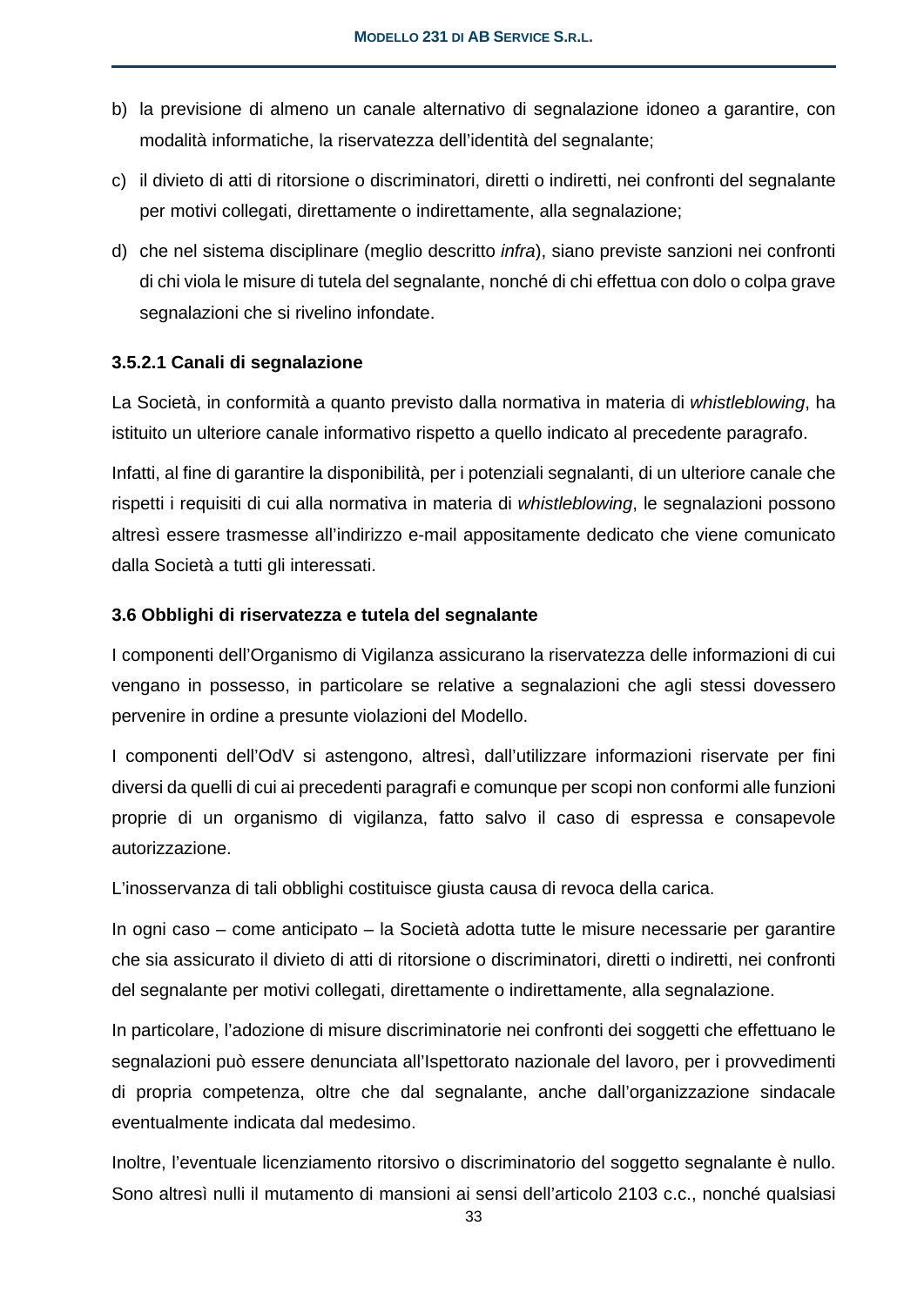b) la previsione di almeno un canale alternativo di segnalazione idoneo a garantire, con modalità informatiche, la riservatezza dell'identità del segnalante;

c) il divieto di atti di ritorsione o discriminatori, diretti o indiretti, nei confronti del segnalante per motivi collegati, direttamente o indirettamente, alla segnalazione;

d) che nel sistema disciplinare (meglio descritto *infra*), siano previste sanzioni nei confronti di chi viola le misure di tutela del segnalante, nonché di chi effettua con dolo o colpa grave segnalazioni che si rivelino infondate.

#### 3.5.2.1 Canali di segnalazione

La Società, in conformità a quanto previsto dalla normativa in materia di *whistleblowing*, ha istituito un ulteriore canale informativo rispetto a quello indicato al precedente paragrafo.

Infatti, al fine di garantire la disponibilità, per i potenziali segnalanti, di un ulteriore canale che rispetti i requisiti di cui alla normativa in materia di *whistleblowing*, le segnalazioni possono altresì essere trasmesse all'indirizzo e-mail appositamente dedicato che viene comunicato dalla Società a tutti gli interessati.

### 3.6 Obblighi di riservatezza e tutela del segnalante

I componenti dell'Organismo di Vigilanza assicurano la riservatezza delle informazioni di cui vengano in possesso, in particolare se relative a segnalazioni che agli stessi dovessero pervenire in ordine a presunte violazioni del Modello.

I componenti dell'OdV si astengono, altresì, dall'utilizzare informazioni riservate per fini diversi da quelli di cui ai precedenti paragrafi e comunque per scopi non conformi alle funzioni proprie di un organismo di vigilanza, fatto salvo il caso di espressa e consapevole autorizzazione.

L'inosservanza di tali obblighi costituisce giusta causa di revoca della carica.

In ogni caso – come anticipato – la Società adotta tutte le misure necessarie per garantire che sia assicurato il divieto di atti di ritorsione o discriminatori, diretti o indiretti, nei confronti del segnalante per motivi collegati, direttamente o indirettamente, alla segnalazione.

In particolare, l'adozione di misure discriminatorie nei confronti dei soggetti che effettuano le segnalazioni può essere denunciata all'Ispettorato nazionale del lavoro, per i provvedimenti di propria competenza, oltre che dal segnalante, anche dall'organizzazione sindacale eventualmente indicata dal medesimo.

Inoltre, l'eventuale licenziamento ritorsivo o discriminatorio del soggetto segnalante è nullo. Sono altresì nulli il mutamento di mansioni ai sensi dell'articolo 2103 c.c., nonché qualsiasi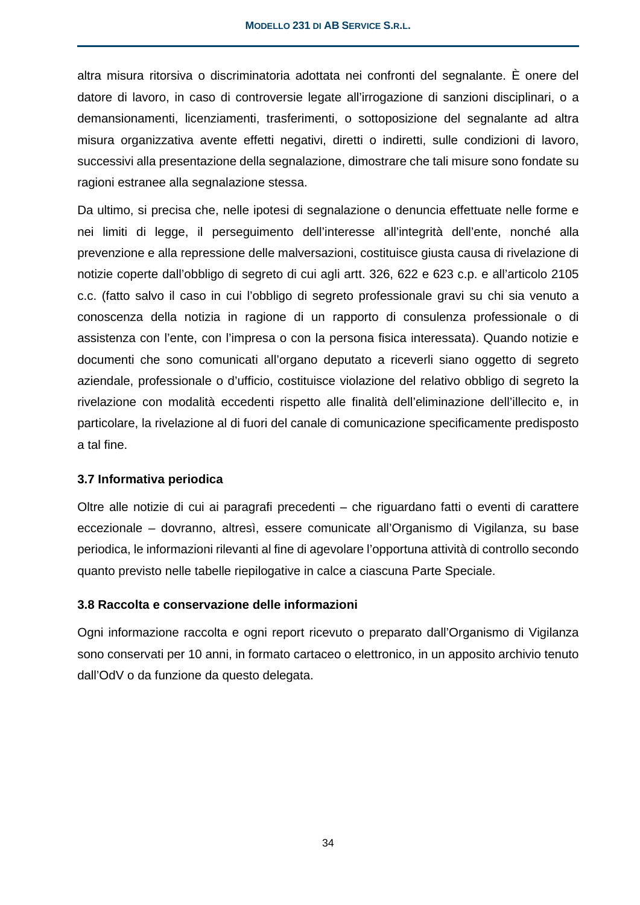altra misura ritorsiva o discriminatoria adottata nei confronti del segnalante. È onere del datore di lavoro, in caso di controversie legate all'irrogazione di sanzioni disciplinari, o a demansionamenti, licenziamenti, trasferimenti, o sottoposizione del segnalante ad altra misura organizzativa avente effetti negativi, diretti o indiretti, sulle condizioni di lavoro, successivi alla presentazione della segnalazione, dimostrare che tali misure sono fondate su ragioni estranee alla segnalazione stessa.

Da ultimo, si precisa che, nelle ipotesi di segnalazione o denuncia effettuate nelle forme e nei limiti di legge, il perseguimento dell'interesse all'integrità dell'ente, nonché alla prevenzione e alla repressione delle malversazioni, costituisce giusta causa di rivelazione di notizie coperte dall'obbligo di segreto di cui agli artt. 326, 622 e 623 c.p. e all'articolo 2105 c.c. (fatto salvo il caso in cui l'obbligo di segreto professionale gravi su chi sia venuto a conoscenza della notizia in ragione di un rapporto di consulenza professionale o di assistenza con l'ente, con l'impresa o con la persona fisica interessata). Quando notizie e documenti che sono comunicati all'organo deputato a riceverli siano oggetto di segreto aziendale, professionale o d'ufficio, costituisce violazione del relativo obbligo di segreto la rivelazione con modalità eccedenti rispetto alle finalità dell'eliminazione dell'illecito e, in particolare, la rivelazione al di fuori del canale di comunicazione specificamente predisposto a tal fine.

### 3.7 Informativa periodica

Oltre alle notizie di cui ai paragrafi precedenti – che riguardano fatti o eventi di carattere eccezionale – dovranno, altresì, essere comunicate all'Organismo di Vigilanza, su base periodica, le informazioni rilevanti al fine di agevolare l'opportuna attività di controllo secondo quanto previsto nelle tabelle riepilogative in calce a ciascuna Parte Speciale.

### 3.8 Raccolta e conservazione delle informazioni

Ogni informazione raccolta e ogni report ricevuto o preparato dall'Organismo di Vigilanza sono conservati per 10 anni, in formato cartaceo o elettronico, in un apposito archivio tenuto dall'OdV o da funzione da questo delegata.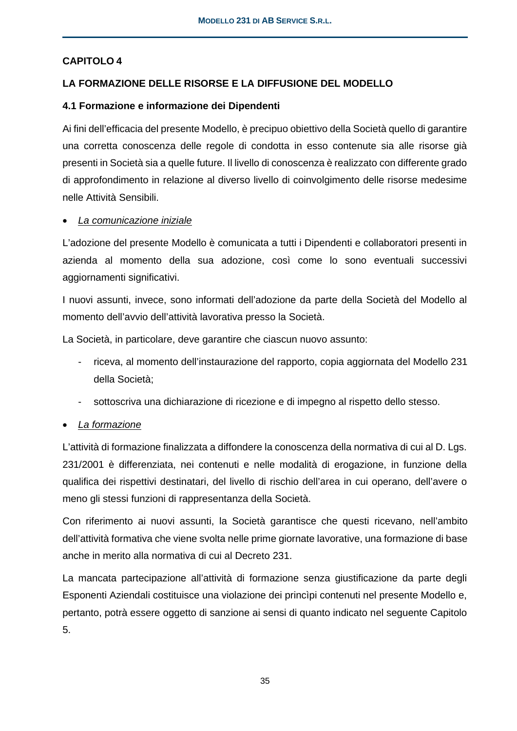## CAPITOLO 4

## LA FORMAZIONE DELLE RISORSE E LA DIFFUSIONE DEL MODELLO

### 4.1 Formazione e informazione dei Dipendenti

Ai fini dell'efficacia del presente Modello, è precipuo obiettivo della Società quello di garantire una corretta conoscenza delle regole di condotta in esso contenute sia alle risorse già presenti in Società sia a quelle future. Il livello di conoscenza è realizzato con differente grado di approfondimento in relazione al diverso livello di coinvolgimento delle risorse medesime nelle Attività Sensibili.

- *La comunicazione iniziale*

L'adozione del presente Modello è comunicata a tutti i Dipendenti e collaboratori presenti in azienda al momento della sua adozione, così come lo sono eventuali successivi aggiornamenti significativi.

I nuovi assunti, invece, sono informati dell'adozione da parte della Società del Modello al momento dell'avvio dell'attività lavorativa presso la Società.

La Società, in particolare, deve garantire che ciascun nuovo assunto:

- riceva, al momento dell'instaurazione del rapporto, copia aggiornata del Modello 231 della Società;
- sottoscriva una dichiarazione di ricezione e di impegno al rispetto dello stesso.

- *La formazione*

L'attività di formazione finalizzata a diffondere la conoscenza della normativa di cui al D. Lgs. 231/2001 è differenziata, nei contenuti e nelle modalità di erogazione, in funzione della qualifica dei rispettivi destinatari, del livello di rischio dell'area in cui operano, dell'avere o meno gli stessi funzioni di rappresentanza della Società.

Con riferimento ai nuovi assunti, la Società garantisce che questi ricevano, nell'ambito dell'attività formativa che viene svolta nelle prime giornate lavorative, una formazione di base anche in merito alla normativa di cui al Decreto 231.

La mancata partecipazione all'attività di formazione senza giustificazione da parte degli Esponenti Aziendali costituisce una violazione dei princìpi contenuti nel presente Modello e, pertanto, potrà essere oggetto di sanzione ai sensi di quanto indicato nel seguente Capitolo 5.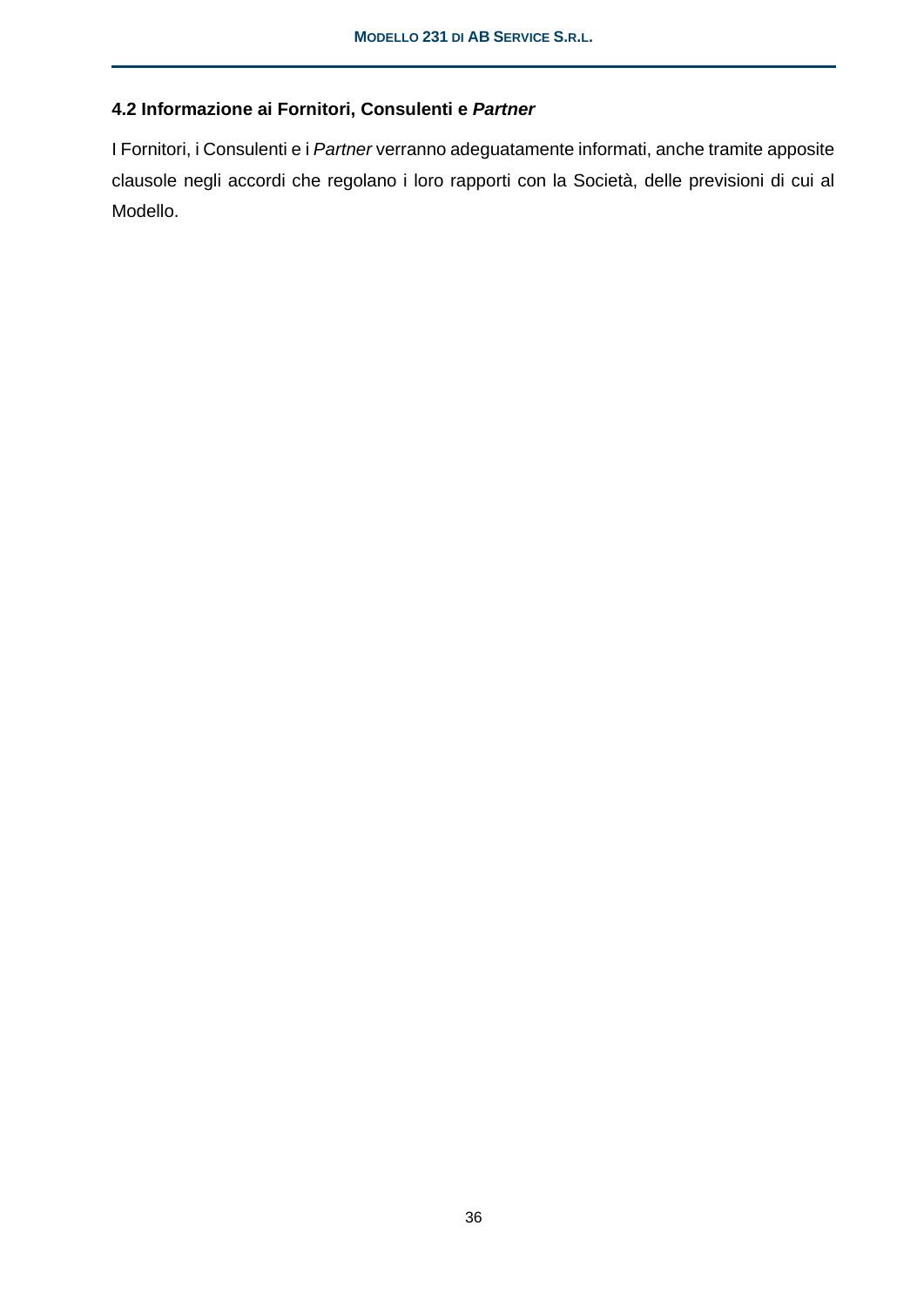### 4.2 Informazione ai Fornitori, Consulenti e *Partner*

I Fornitori, i Consulenti e i *Partner* verranno adeguatamente informati, anche tramite apposite clausole negli accordi che regolano i loro rapporti con la Società, delle previsioni di cui al Modello.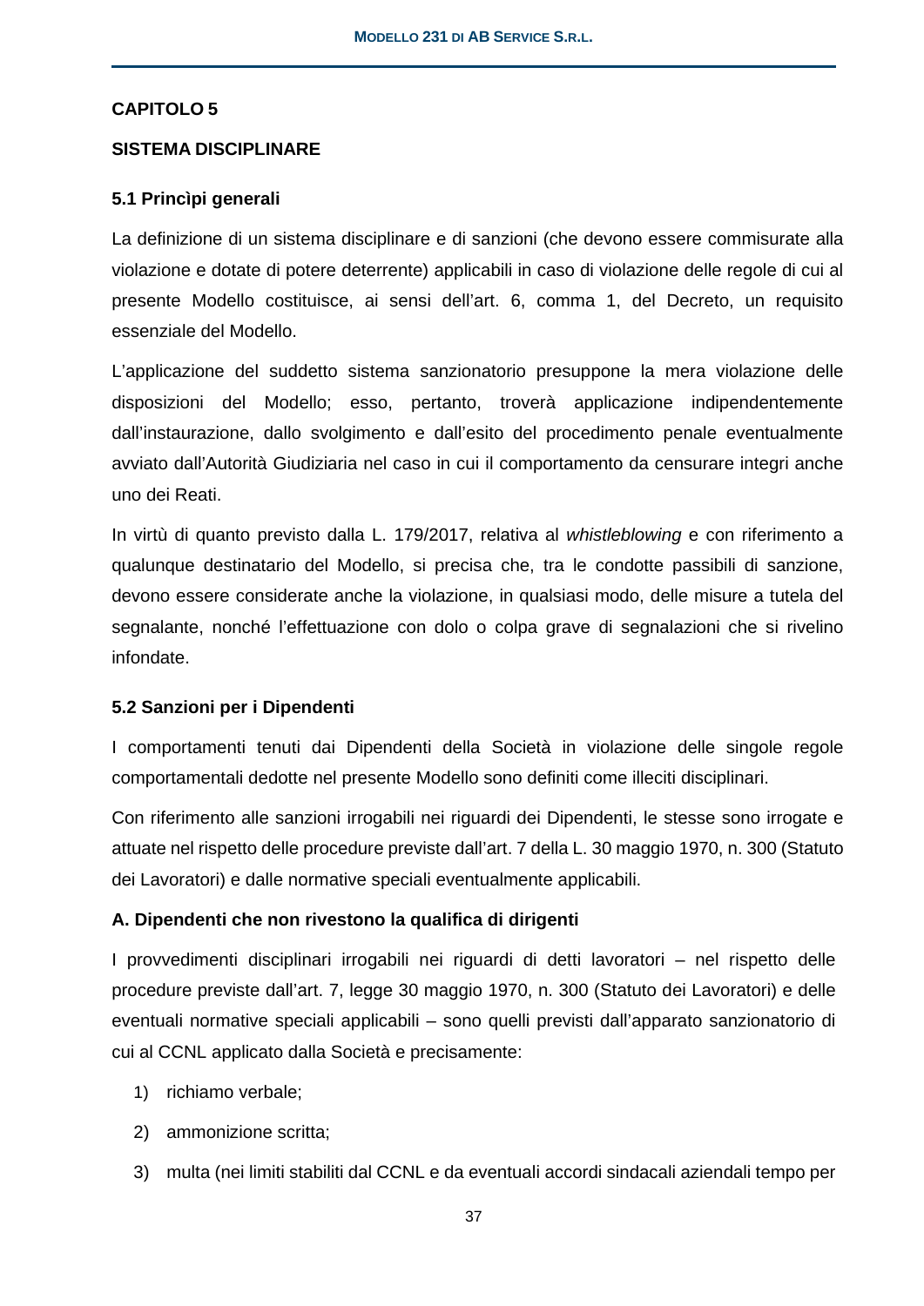## CAPITOLO 5

## SISTEMA DISCIPLINARE

### 5.1 Princìpi generali

La definizione di un sistema disciplinare e di sanzioni (che devono essere commisurate alla violazione e dotate di potere deterrente) applicabili in caso di violazione delle regole di cui al presente Modello costituisce, ai sensi dell'art. 6, comma 1, del Decreto, un requisito essenziale del Modello.

L'applicazione del suddetto sistema sanzionatorio presuppone la mera violazione delle disposizioni del Modello; esso, pertanto, troverà applicazione indipendentemente dall'instaurazione, dallo svolgimento e dall'esito del procedimento penale eventualmente avviato dall'Autorità Giudiziaria nel caso in cui il comportamento da censurare integri anche uno dei Reati.

In virtù di quanto previsto dalla L. 179/2017, relativa al *whistleblowing* e con riferimento a qualunque destinatario del Modello, si precisa che, tra le condotte passibili di sanzione, devono essere considerate anche la violazione, in qualsiasi modo, delle misure a tutela del segnalante, nonché l'effettuazione con dolo o colpa grave di segnalazioni che si rivelino infondate.

### 5.2 Sanzioni per i Dipendenti

I comportamenti tenuti dai Dipendenti della Società in violazione delle singole regole comportamentali dedotte nel presente Modello sono definiti come illeciti disciplinari.

Con riferimento alle sanzioni irrogabili nei riguardi dei Dipendenti, le stesse sono irrogate e attuate nel rispetto delle procedure previste dall'art. 7 della L. 30 maggio 1970, n. 300 (Statuto dei Lavoratori) e dalle normative speciali eventualmente applicabili.

**A. Dipendenti che non rivestono la qualifica di dirigenti**

I provvedimenti disciplinari irrogabili nei riguardi di detti lavoratori – nel rispetto delle procedure previste dall'art. 7, legge 30 maggio 1970, n. 300 (Statuto dei Lavoratori) e delle eventuali normative speciali applicabili – sono quelli previsti dall'apparato sanzionatorio di cui al CCNL applicato dalla Società e precisamente:

1) richiamo verbale;
2) ammonizione scritta;
3) multa (nei limiti stabiliti dal CCNL e da eventuali accordi sindacali aziendali tempo per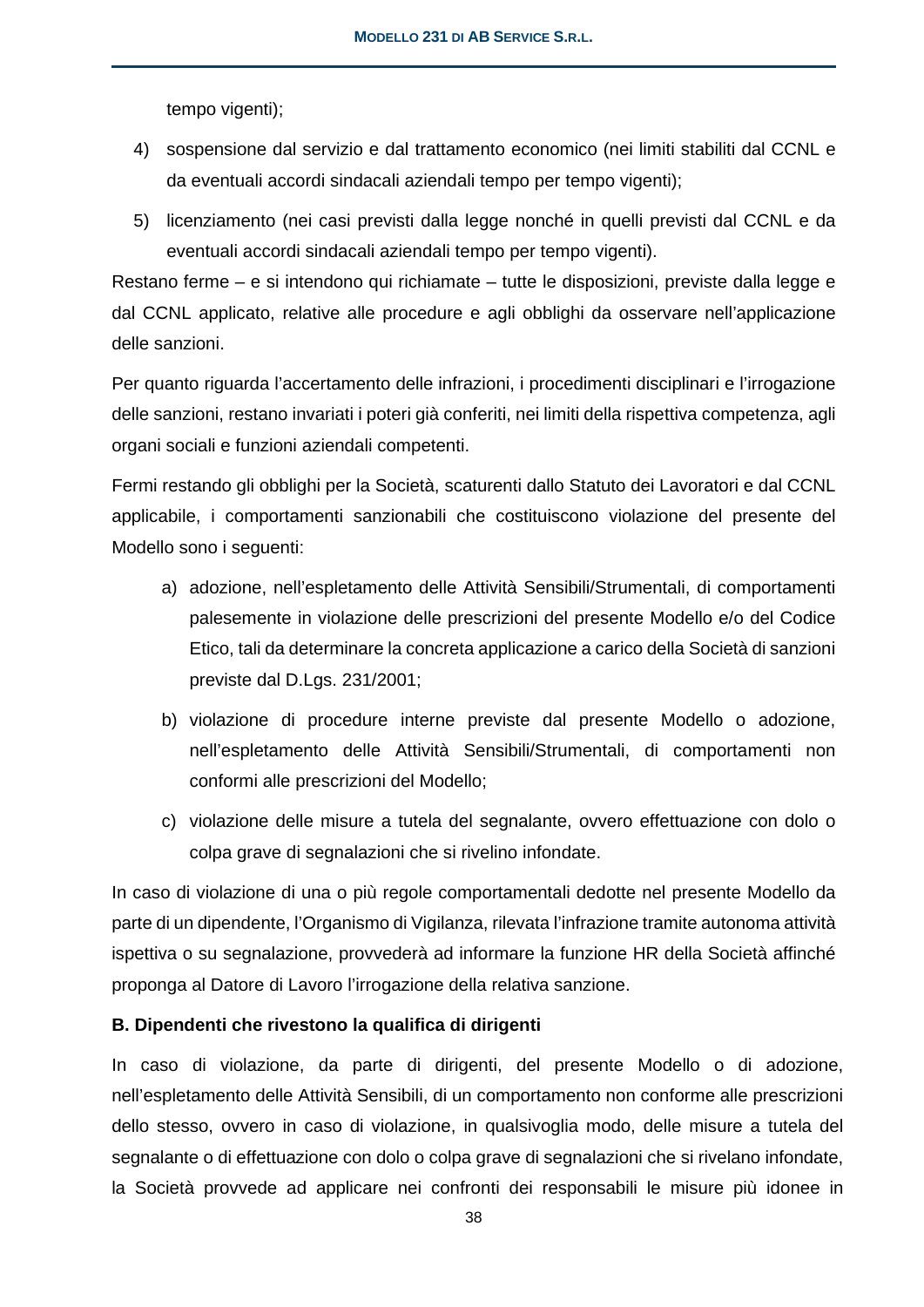tempo vigenti);

4) sospensione dal servizio e dal trattamento economico (nei limiti stabiliti dal CCNL e da eventuali accordi sindacali aziendali tempo per tempo vigenti);

5) licenziamento (nei casi previsti dalla legge nonché in quelli previsti dal CCNL e da eventuali accordi sindacali aziendali tempo per tempo vigenti).

Restano ferme – e si intendono qui richiamate – tutte le disposizioni, previste dalla legge e dal CCNL applicato, relative alle procedure e agli obblighi da osservare nell'applicazione delle sanzioni.

Per quanto riguarda l'accertamento delle infrazioni, i procedimenti disciplinari e l'irrogazione delle sanzioni, restano invariati i poteri già conferiti, nei limiti della rispettiva competenza, agli organi sociali e funzioni aziendali competenti.

Fermi restando gli obblighi per la Società, scaturenti dallo Statuto dei Lavoratori e dal CCNL applicabile, i comportamenti sanzionabili che costituiscono violazione del presente del Modello sono i seguenti:

a) adozione, nell'espletamento delle Attività Sensibili/Strumentali, di comportamenti palesemente in violazione delle prescrizioni del presente Modello e/o del Codice Etico, tali da determinare la concreta applicazione a carico della Società di sanzioni previste dal D.Lgs. 231/2001;

b) violazione di procedure interne previste dal presente Modello o adozione, nell'espletamento delle Attività Sensibili/Strumentali, di comportamenti non conformi alle prescrizioni del Modello;

c) violazione delle misure a tutela del segnalante, ovvero effettuazione con dolo o colpa grave di segnalazioni che si rivelino infondate.

In caso di violazione di una o più regole comportamentali dedotte nel presente Modello da parte di un dipendente, l'Organismo di Vigilanza, rilevata l'infrazione tramite autonoma attività ispettiva o su segnalazione, provvederà ad informare la funzione HR della Società affinché proponga al Datore di Lavoro l'irrogazione della relativa sanzione.

**B. Dipendenti che rivestono la qualifica di dirigenti**

In caso di violazione, da parte di dirigenti, del presente Modello o di adozione, nell'espletamento delle Attività Sensibili, di un comportamento non conforme alle prescrizioni dello stesso, ovvero in caso di violazione, in qualsivoglia modo, delle misure a tutela del segnalante o di effettuazione con dolo o colpa grave di segnalazioni che si rivelano infondate, la Società provvede ad applicare nei confronti dei responsabili le misure più idonee in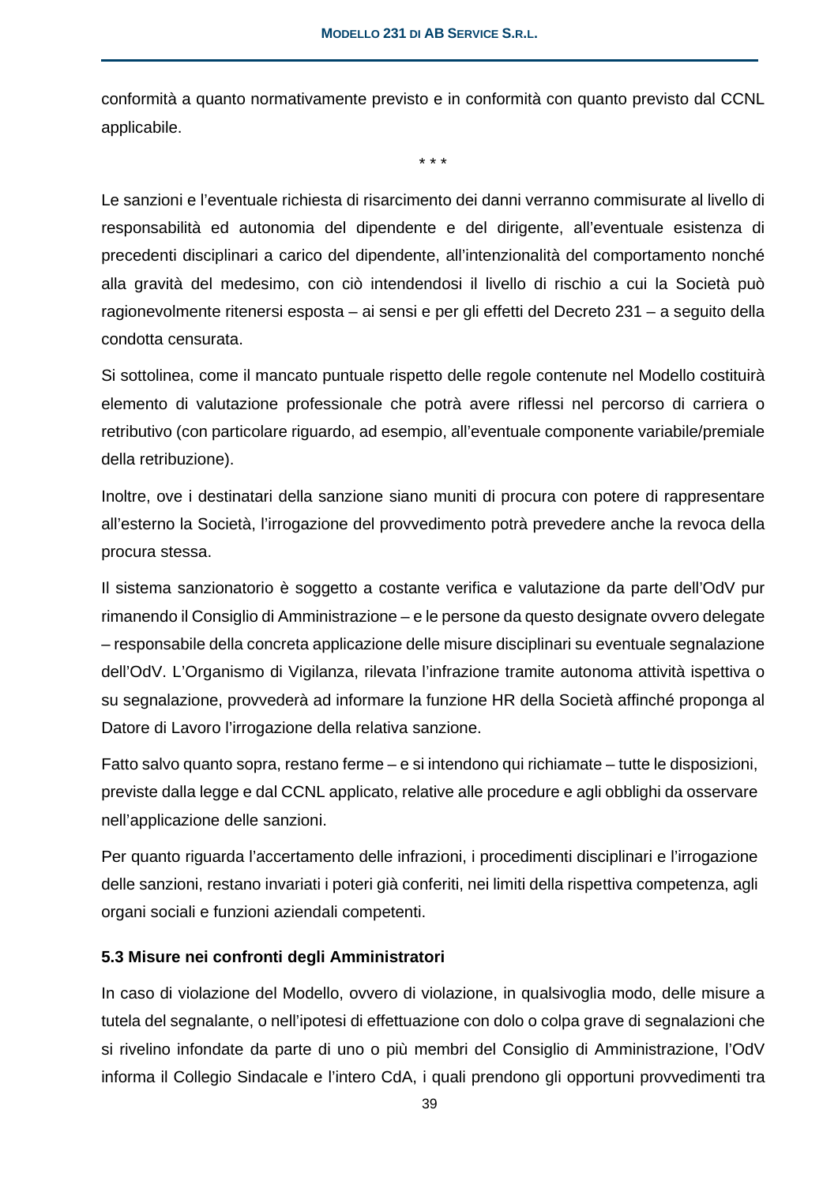conformità a quanto normativamente previsto e in conformità con quanto previsto dal CCNL applicabile.

\* \* \*

Le sanzioni e l'eventuale richiesta di risarcimento dei danni verranno commisurate al livello di responsabilità ed autonomia del dipendente e del dirigente, all'eventuale esistenza di precedenti disciplinari a carico del dipendente, all'intenzionalità del comportamento nonché alla gravità del medesimo, con ciò intendendosi il livello di rischio a cui la Società può ragionevolmente ritenersi esposta – ai sensi e per gli effetti del Decreto 231 – a seguito della condotta censurata.

Si sottolinea, come il mancato puntuale rispetto delle regole contenute nel Modello costituirà elemento di valutazione professionale che potrà avere riflessi nel percorso di carriera o retributivo (con particolare riguardo, ad esempio, all'eventuale componente variabile/premiale della retribuzione).

Inoltre, ove i destinatari della sanzione siano muniti di procura con potere di rappresentare all'esterno la Società, l'irrogazione del provvedimento potrà prevedere anche la revoca della procura stessa.

Il sistema sanzionatorio è soggetto a costante verifica e valutazione da parte dell'OdV pur rimanendo il Consiglio di Amministrazione – e le persone da questo designate ovvero delegate – responsabile della concreta applicazione delle misure disciplinari su eventuale segnalazione dell'OdV. L'Organismo di Vigilanza, rilevata l'infrazione tramite autonoma attività ispettiva o su segnalazione, provvederà ad informare la funzione HR della Società affinché proponga al Datore di Lavoro l'irrogazione della relativa sanzione.

Fatto salvo quanto sopra, restano ferme – e si intendono qui richiamate – tutte le disposizioni, previste dalla legge e dal CCNL applicato, relative alle procedure e agli obblighi da osservare nell'applicazione delle sanzioni.

Per quanto riguarda l'accertamento delle infrazioni, i procedimenti disciplinari e l'irrogazione delle sanzioni, restano invariati i poteri già conferiti, nei limiti della rispettiva competenza, agli organi sociali e funzioni aziendali competenti.

### 5.3 Misure nei confronti degli Amministratori

In caso di violazione del Modello, ovvero di violazione, in qualsivoglia modo, delle misure a tutela del segnalante, o nell'ipotesi di effettuazione con dolo o colpa grave di segnalazioni che si rivelino infondate da parte di uno o più membri del Consiglio di Amministrazione, l'OdV informa il Collegio Sindacale e l'intero CdA, i quali prendono gli opportuni provvedimenti tra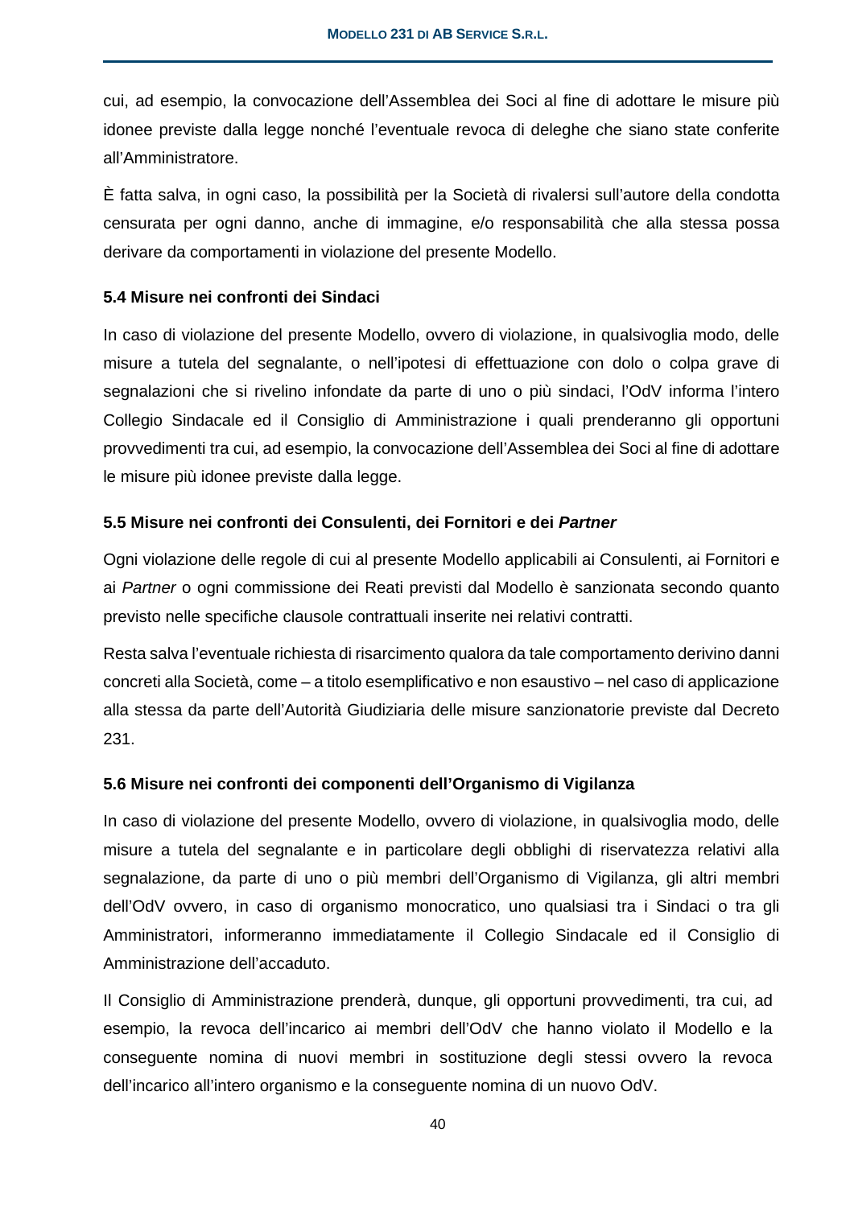cui, ad esempio, la convocazione dell'Assemblea dei Soci al fine di adottare le misure più idonee previste dalla legge nonché l'eventuale revoca di deleghe che siano state conferite all'Amministratore.

È fatta salva, in ogni caso, la possibilità per la Società di rivalersi sull'autore della condotta censurata per ogni danno, anche di immagine, e/o responsabilità che alla stessa possa derivare da comportamenti in violazione del presente Modello.

### 5.4 Misure nei confronti dei Sindaci

In caso di violazione del presente Modello, ovvero di violazione, in qualsivoglia modo, delle misure a tutela del segnalante, o nell'ipotesi di effettuazione con dolo o colpa grave di segnalazioni che si rivelino infondate da parte di uno o più sindaci, l'OdV informa l'intero Collegio Sindacale ed il Consiglio di Amministrazione i quali prenderanno gli opportuni provvedimenti tra cui, ad esempio, la convocazione dell'Assemblea dei Soci al fine di adottare le misure più idonee previste dalla legge.

### 5.5 Misure nei confronti dei Consulenti, dei Fornitori e dei *Partner*

Ogni violazione delle regole di cui al presente Modello applicabili ai Consulenti, ai Fornitori e ai *Partner* o ogni commissione dei Reati previsti dal Modello è sanzionata secondo quanto previsto nelle specifiche clausole contrattuali inserite nei relativi contratti.

Resta salva l'eventuale richiesta di risarcimento qualora da tale comportamento derivino danni concreti alla Società, come – a titolo esemplificativo e non esaustivo – nel caso di applicazione alla stessa da parte dell'Autorità Giudiziaria delle misure sanzionatorie previste dal Decreto 231.

### 5.6 Misure nei confronti dei componenti dell'Organismo di Vigilanza

In caso di violazione del presente Modello, ovvero di violazione, in qualsivoglia modo, delle misure a tutela del segnalante e in particolare degli obblighi di riservatezza relativi alla segnalazione, da parte di uno o più membri dell'Organismo di Vigilanza, gli altri membri dell'OdV ovvero, in caso di organismo monocratico, uno qualsiasi tra i Sindaci o tra gli Amministratori, informeranno immediatamente il Collegio Sindacale ed il Consiglio di Amministrazione dell'accaduto.

Il Consiglio di Amministrazione prenderà, dunque, gli opportuni provvedimenti, tra cui, ad esempio, la revoca dell'incarico ai membri dell'OdV che hanno violato il Modello e la conseguente nomina di nuovi membri in sostituzione degli stessi ovvero la revoca dell'incarico all'intero organismo e la conseguente nomina di un nuovo OdV.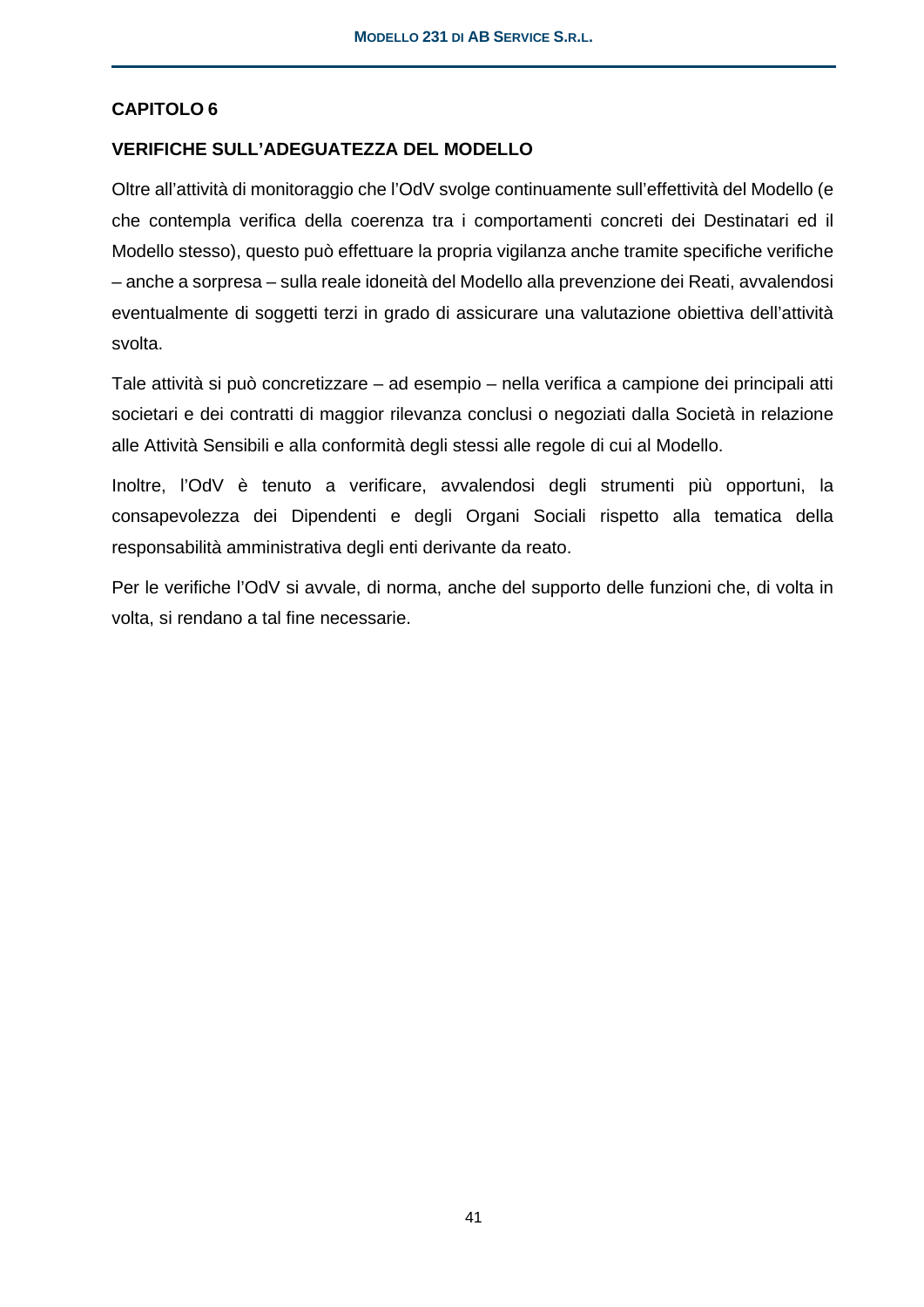## CAPITOLO 6

## VERIFICHE SULL'ADEGUATEZZA DEL MODELLO

Oltre all'attività di monitoraggio che l'OdV svolge continuamente sull'effettività del Modello (e che contempla verifica della coerenza tra i comportamenti concreti dei Destinatari ed il Modello stesso), questo può effettuare la propria vigilanza anche tramite specifiche verifiche – anche a sorpresa – sulla reale idoneità del Modello alla prevenzione dei Reati, avvalendosi eventualmente di soggetti terzi in grado di assicurare una valutazione obiettiva dell'attività svolta.

Tale attività si può concretizzare – ad esempio – nella verifica a campione dei principali atti societari e dei contratti di maggior rilevanza conclusi o negoziati dalla Società in relazione alle Attività Sensibili e alla conformità degli stessi alle regole di cui al Modello.

Inoltre, l'OdV è tenuto a verificare, avvalendosi degli strumenti più opportuni, la consapevolezza dei Dipendenti e degli Organi Sociali rispetto alla tematica della responsabilità amministrativa degli enti derivante da reato.

Per le verifiche l'OdV si avvale, di norma, anche del supporto delle funzioni che, di volta in volta, si rendano a tal fine necessarie.